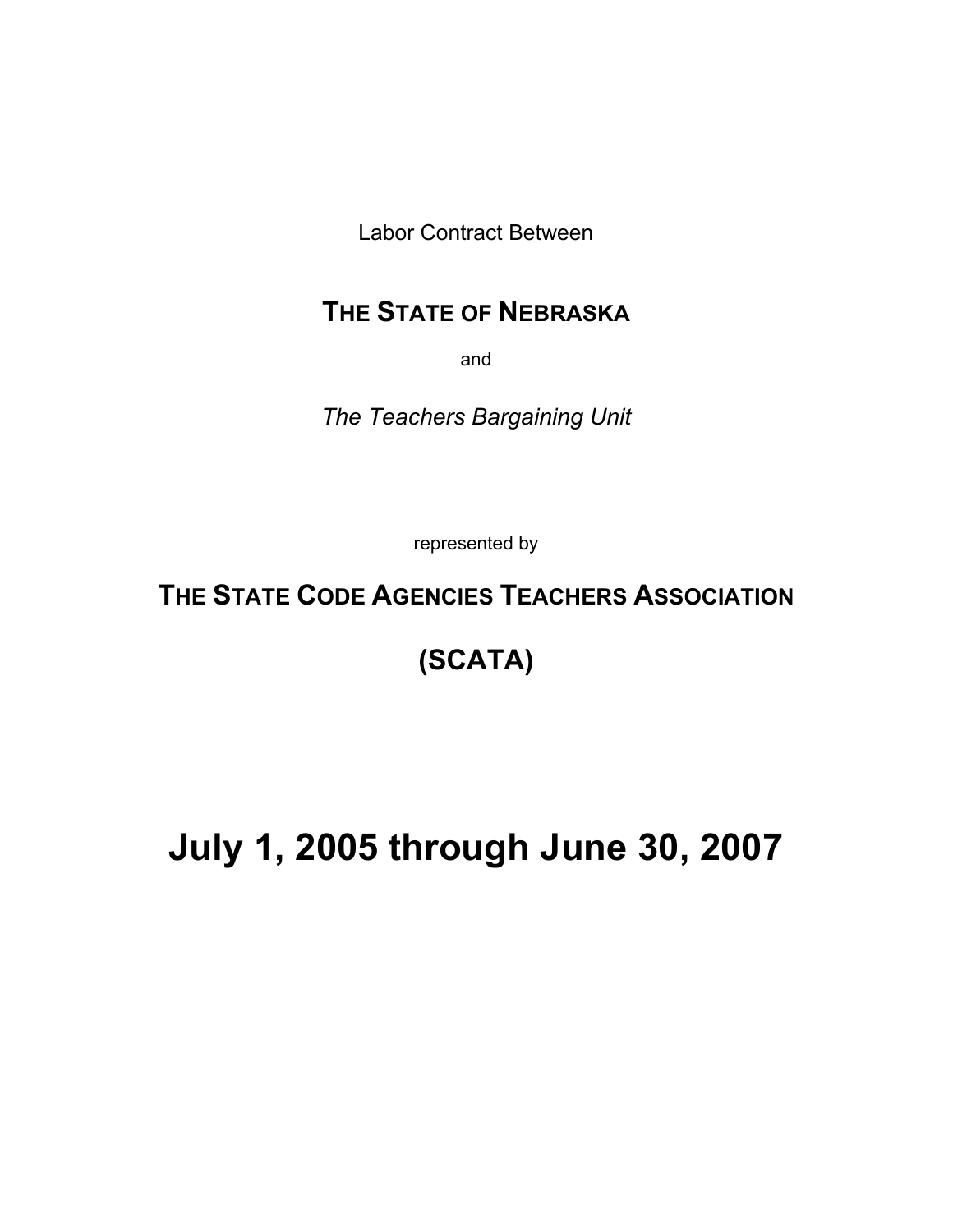Labor Contract Between

**THE STATE OF NEBRASKA**

and

*The Teachers Bargaining Unit*

represented by

**THE STATE CODE AGENCIES TEACHERS ASSOCIATION**

**(SCATA)**

# July 1, 2005 through June 30, 2007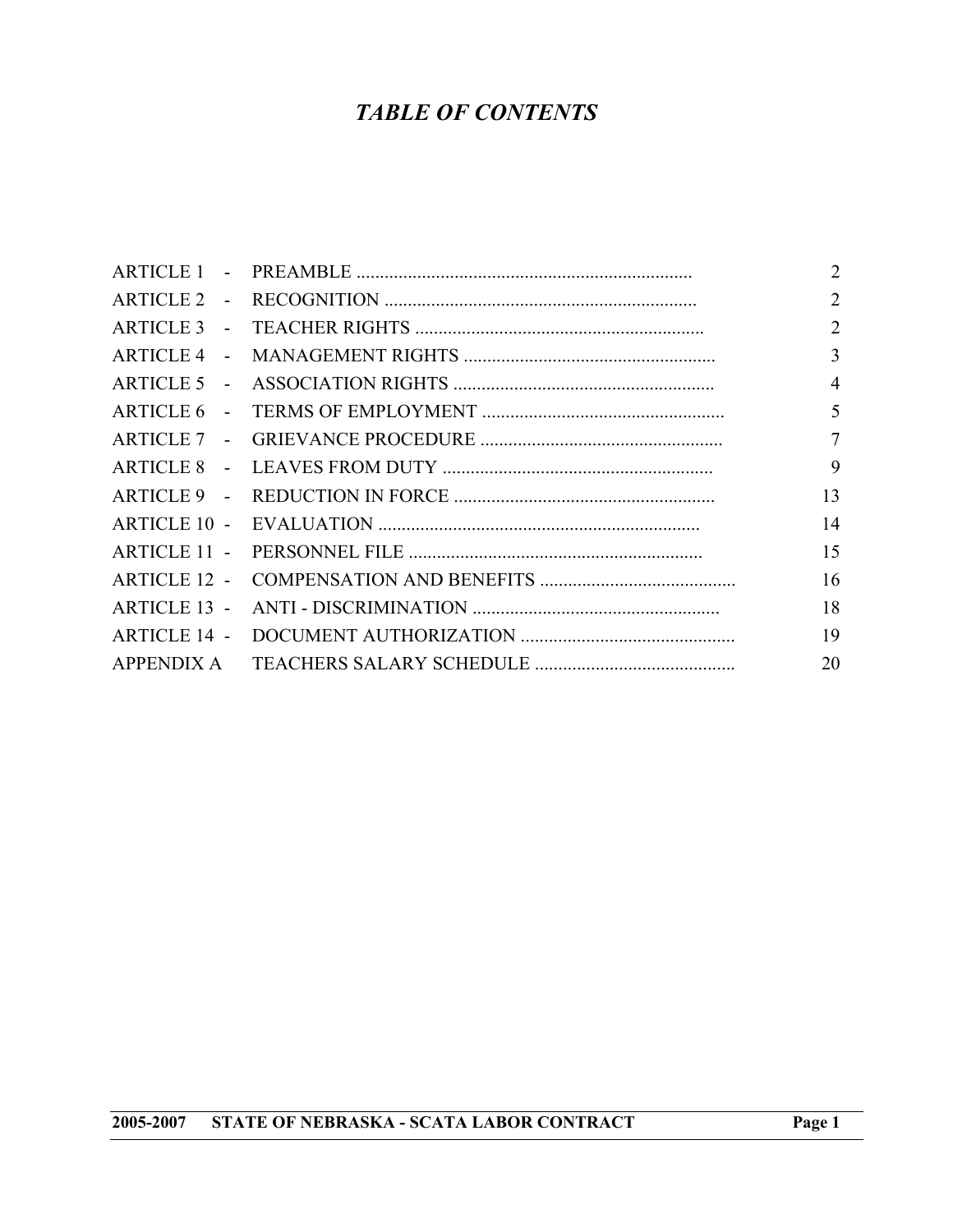# *TABLE OF CONTENTS*

| | | |
|---|---|---|
| ARTICLE 1 - | PREAMBLE | 2 |
| ARTICLE 2 - | RECOGNITION | 2 |
| ARTICLE 3 - | TEACHER RIGHTS | 2 |
| ARTICLE 4 - | MANAGEMENT RIGHTS | 3 |
| ARTICLE 5 - | ASSOCIATION RIGHTS | 4 |
| ARTICLE 6 - | TERMS OF EMPLOYMENT | 5 |
| ARTICLE 7 - | GRIEVANCE PROCEDURE | 7 |
| ARTICLE 8 - | LEAVES FROM DUTY | 9 |
| ARTICLE 9 - | REDUCTION IN FORCE | 13 |
| ARTICLE 10 - | EVALUATION | 14 |
| ARTICLE 11 - | PERSONNEL FILE | 15 |
| ARTICLE 12 - | COMPENSATION AND BENEFITS | 16 |
| ARTICLE 13 - | ANTI - DISCRIMINATION | 18 |
| ARTICLE 14 - | DOCUMENT AUTHORIZATION | 19 |
| APPENDIX A | TEACHERS SALARY SCHEDULE | 20 |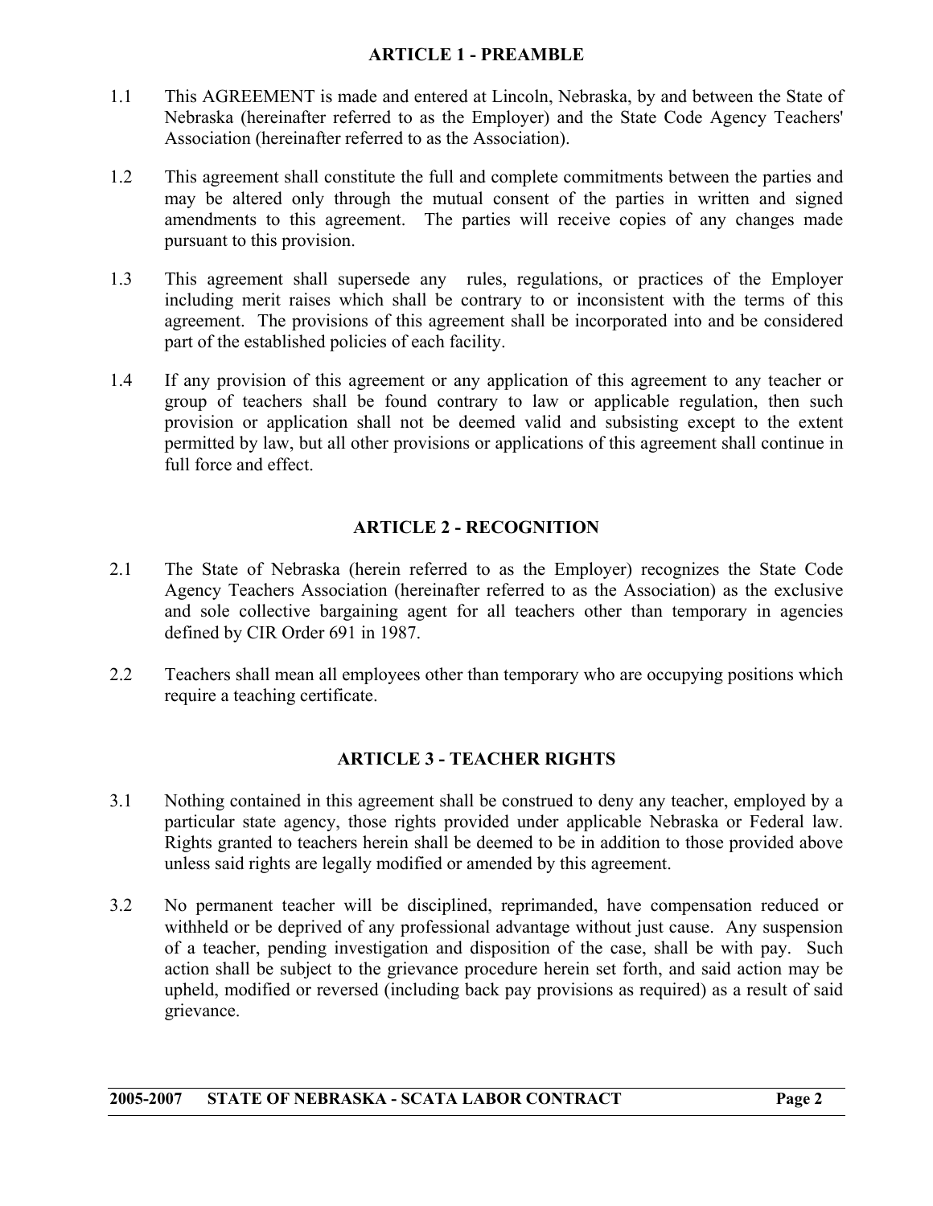## ARTICLE 1 - PREAMBLE

1.1 This AGREEMENT is made and entered at Lincoln, Nebraska, by and between the State of Nebraska (hereinafter referred to as the Employer) and the State Code Agency Teachers' Association (hereinafter referred to as the Association).

1.2 This agreement shall constitute the full and complete commitments between the parties and may be altered only through the mutual consent of the parties in written and signed amendments to this agreement. The parties will receive copies of any changes made pursuant to this provision.

1.3 This agreement shall supersede any rules, regulations, or practices of the Employer including merit raises which shall be contrary to or inconsistent with the terms of this agreement. The provisions of this agreement shall be incorporated into and be considered part of the established policies of each facility.

1.4 If any provision of this agreement or any application of this agreement to any teacher or group of teachers shall be found contrary to law or applicable regulation, then such provision or application shall not be deemed valid and subsisting except to the extent permitted by law, but all other provisions or applications of this agreement shall continue in full force and effect.

## ARTICLE 2 - RECOGNITION

2.1 The State of Nebraska (herein referred to as the Employer) recognizes the State Code Agency Teachers Association (hereinafter referred to as the Association) as the exclusive and sole collective bargaining agent for all teachers other than temporary in agencies defined by CIR Order 691 in 1987.

2.2 Teachers shall mean all employees other than temporary who are occupying positions which require a teaching certificate.

## ARTICLE 3 - TEACHER RIGHTS

3.1 Nothing contained in this agreement shall be construed to deny any teacher, employed by a particular state agency, those rights provided under applicable Nebraska or Federal law. Rights granted to teachers herein shall be deemed to be in addition to those provided above unless said rights are legally modified or amended by this agreement.

3.2 No permanent teacher will be disciplined, reprimanded, have compensation reduced or withheld or be deprived of any professional advantage without just cause. Any suspension of a teacher, pending investigation and disposition of the case, shall be with pay. Such action shall be subject to the grievance procedure herein set forth, and said action may be upheld, modified or reversed (including back pay provisions as required) as a result of said grievance.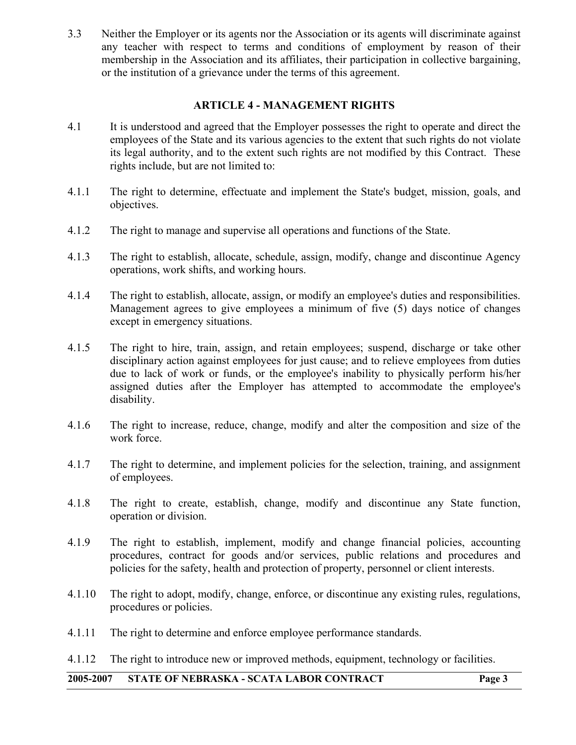3.3 Neither the Employer or its agents nor the Association or its agents will discriminate against any teacher with respect to terms and conditions of employment by reason of their membership in the Association and its affiliates, their participation in collective bargaining, or the institution of a grievance under the terms of this agreement.

## ARTICLE 4 - MANAGEMENT RIGHTS

4.1 It is understood and agreed that the Employer possesses the right to operate and direct the employees of the State and its various agencies to the extent that such rights do not violate its legal authority, and to the extent such rights are not modified by this Contract. These rights include, but are not limited to:

4.1.1 The right to determine, effectuate and implement the State's budget, mission, goals, and objectives.

4.1.2 The right to manage and supervise all operations and functions of the State.

4.1.3 The right to establish, allocate, schedule, assign, modify, change and discontinue Agency operations, work shifts, and working hours.

4.1.4 The right to establish, allocate, assign, or modify an employee's duties and responsibilities. Management agrees to give employees a minimum of five (5) days notice of changes except in emergency situations.

4.1.5 The right to hire, train, assign, and retain employees; suspend, discharge or take other disciplinary action against employees for just cause; and to relieve employees from duties due to lack of work or funds, or the employee's inability to physically perform his/her assigned duties after the Employer has attempted to accommodate the employee's disability.

4.1.6 The right to increase, reduce, change, modify and alter the composition and size of the work force.

4.1.7 The right to determine, and implement policies for the selection, training, and assignment of employees.

4.1.8 The right to create, establish, change, modify and discontinue any State function, operation or division.

4.1.9 The right to establish, implement, modify and change financial policies, accounting procedures, contract for goods and/or services, public relations and procedures and policies for the safety, health and protection of property, personnel or client interests.

4.1.10 The right to adopt, modify, change, enforce, or discontinue any existing rules, regulations, procedures or policies.

4.1.11 The right to determine and enforce employee performance standards.

4.1.12 The right to introduce new or improved methods, equipment, technology or facilities.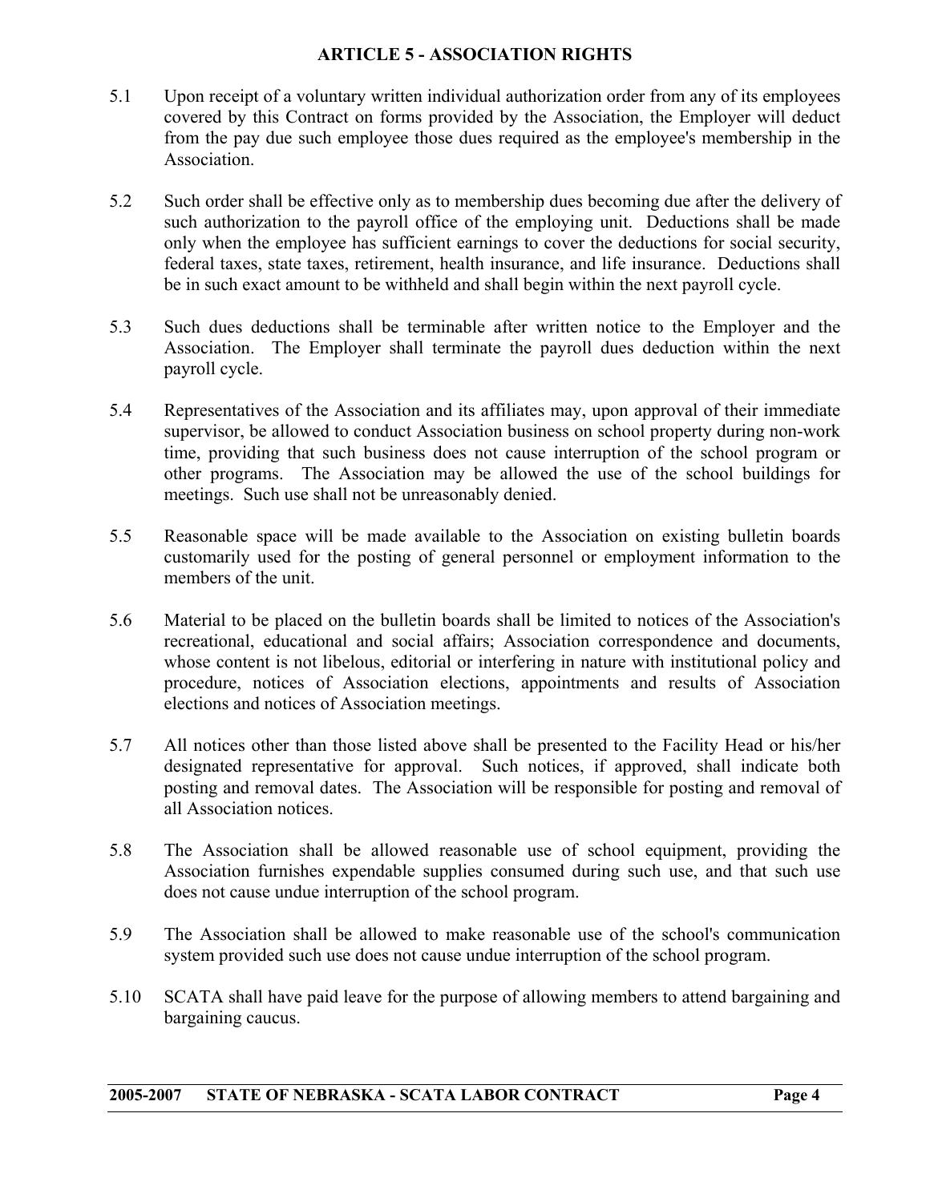## ARTICLE 5 - ASSOCIATION RIGHTS

5.1 Upon receipt of a voluntary written individual authorization order from any of its employees covered by this Contract on forms provided by the Association, the Employer will deduct from the pay due such employee those dues required as the employee's membership in the Association.

5.2 Such order shall be effective only as to membership dues becoming due after the delivery of such authorization to the payroll office of the employing unit. Deductions shall be made only when the employee has sufficient earnings to cover the deductions for social security, federal taxes, state taxes, retirement, health insurance, and life insurance. Deductions shall be in such exact amount to be withheld and shall begin within the next payroll cycle.

5.3 Such dues deductions shall be terminable after written notice to the Employer and the Association. The Employer shall terminate the payroll dues deduction within the next payroll cycle.

5.4 Representatives of the Association and its affiliates may, upon approval of their immediate supervisor, be allowed to conduct Association business on school property during non-work time, providing that such business does not cause interruption of the school program or other programs. The Association may be allowed the use of the school buildings for meetings. Such use shall not be unreasonably denied.

5.5 Reasonable space will be made available to the Association on existing bulletin boards customarily used for the posting of general personnel or employment information to the members of the unit.

5.6 Material to be placed on the bulletin boards shall be limited to notices of the Association's recreational, educational and social affairs; Association correspondence and documents, whose content is not libelous, editorial or interfering in nature with institutional policy and procedure, notices of Association elections, appointments and results of Association elections and notices of Association meetings.

5.7 All notices other than those listed above shall be presented to the Facility Head or his/her designated representative for approval. Such notices, if approved, shall indicate both posting and removal dates. The Association will be responsible for posting and removal of all Association notices.

5.8 The Association shall be allowed reasonable use of school equipment, providing the Association furnishes expendable supplies consumed during such use, and that such use does not cause undue interruption of the school program.

5.9 The Association shall be allowed to make reasonable use of the school's communication system provided such use does not cause undue interruption of the school program.

5.10 SCATA shall have paid leave for the purpose of allowing members to attend bargaining and bargaining caucus.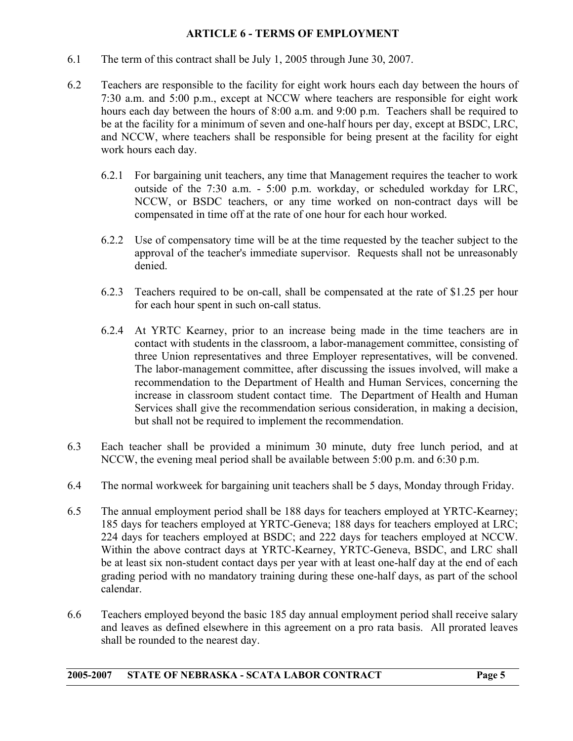## ARTICLE 6 - TERMS OF EMPLOYMENT

6.1 The term of this contract shall be July 1, 2005 through June 30, 2007.

6.2 Teachers are responsible to the facility for eight work hours each day between the hours of 7:30 a.m. and 5:00 p.m., except at NCCW where teachers are responsible for eight work hours each day between the hours of 8:00 a.m. and 9:00 p.m. Teachers shall be required to be at the facility for a minimum of seven and one-half hours per day, except at BSDC, LRC, and NCCW, where teachers shall be responsible for being present at the facility for eight work hours each day.

6.2.1 For bargaining unit teachers, any time that Management requires the teacher to work outside of the 7:30 a.m. - 5:00 p.m. workday, or scheduled workday for LRC, NCCW, or BSDC teachers, or any time worked on non-contract days will be compensated in time off at the rate of one hour for each hour worked.

6.2.2 Use of compensatory time will be at the time requested by the teacher subject to the approval of the teacher's immediate supervisor. Requests shall not be unreasonably denied.

6.2.3 Teachers required to be on-call, shall be compensated at the rate of $1.25 per hour for each hour spent in such on-call status.

6.2.4 At YRTC Kearney, prior to an increase being made in the time teachers are in contact with students in the classroom, a labor-management committee, consisting of three Union representatives and three Employer representatives, will be convened. The labor-management committee, after discussing the issues involved, will make a recommendation to the Department of Health and Human Services, concerning the increase in classroom student contact time. The Department of Health and Human Services shall give the recommendation serious consideration, in making a decision, but shall not be required to implement the recommendation.

6.3 Each teacher shall be provided a minimum 30 minute, duty free lunch period, and at NCCW, the evening meal period shall be available between 5:00 p.m. and 6:30 p.m.

6.4 The normal workweek for bargaining unit teachers shall be 5 days, Monday through Friday.

6.5 The annual employment period shall be 188 days for teachers employed at YRTC-Kearney; 185 days for teachers employed at YRTC-Geneva; 188 days for teachers employed at LRC; 224 days for teachers employed at BSDC; and 222 days for teachers employed at NCCW. Within the above contract days at YRTC-Kearney, YRTC-Geneva, BSDC, and LRC shall be at least six non-student contact days per year with at least one-half day at the end of each grading period with no mandatory training during these one-half days, as part of the school calendar.

6.6 Teachers employed beyond the basic 185 day annual employment period shall receive salary and leaves as defined elsewhere in this agreement on a pro rata basis. All prorated leaves shall be rounded to the nearest day.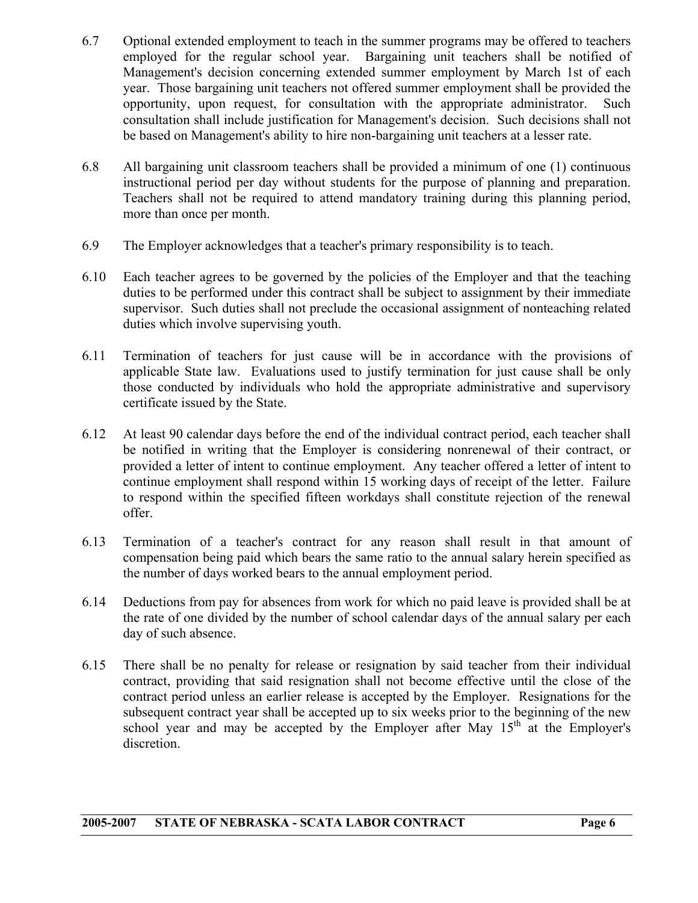6.7 Optional extended employment to teach in the summer programs may be offered to teachers employed for the regular school year. Bargaining unit teachers shall be notified of Management's decision concerning extended summer employment by March 1st of each year. Those bargaining unit teachers not offered summer employment shall be provided the opportunity, upon request, for consultation with the appropriate administrator. Such consultation shall include justification for Management's decision. Such decisions shall not be based on Management's ability to hire non-bargaining unit teachers at a lesser rate.

6.8 All bargaining unit classroom teachers shall be provided a minimum of one (1) continuous instructional period per day without students for the purpose of planning and preparation. Teachers shall not be required to attend mandatory training during this planning period, more than once per month.

6.9 The Employer acknowledges that a teacher's primary responsibility is to teach.

6.10 Each teacher agrees to be governed by the policies of the Employer and that the teaching duties to be performed under this contract shall be subject to assignment by their immediate supervisor. Such duties shall not preclude the occasional assignment of nonteaching related duties which involve supervising youth.

6.11 Termination of teachers for just cause will be in accordance with the provisions of applicable State law. Evaluations used to justify termination for just cause shall be only those conducted by individuals who hold the appropriate administrative and supervisory certificate issued by the State.

6.12 At least 90 calendar days before the end of the individual contract period, each teacher shall be notified in writing that the Employer is considering nonrenewal of their contract, or provided a letter of intent to continue employment. Any teacher offered a letter of intent to continue employment shall respond within 15 working days of receipt of the letter. Failure to respond within the specified fifteen workdays shall constitute rejection of the renewal offer.

6.13 Termination of a teacher's contract for any reason shall result in that amount of compensation being paid which bears the same ratio to the annual salary herein specified as the number of days worked bears to the annual employment period.

6.14 Deductions from pay for absences from work for which no paid leave is provided shall be at the rate of one divided by the number of school calendar days of the annual salary per each day of such absence.

6.15 There shall be no penalty for release or resignation by said teacher from their individual contract, providing that said resignation shall not become effective until the close of the contract period unless an earlier release is accepted by the Employer. Resignations for the subsequent contract year shall be accepted up to six weeks prior to the beginning of the new school year and may be accepted by the Employer after May 15th at the Employer's discretion.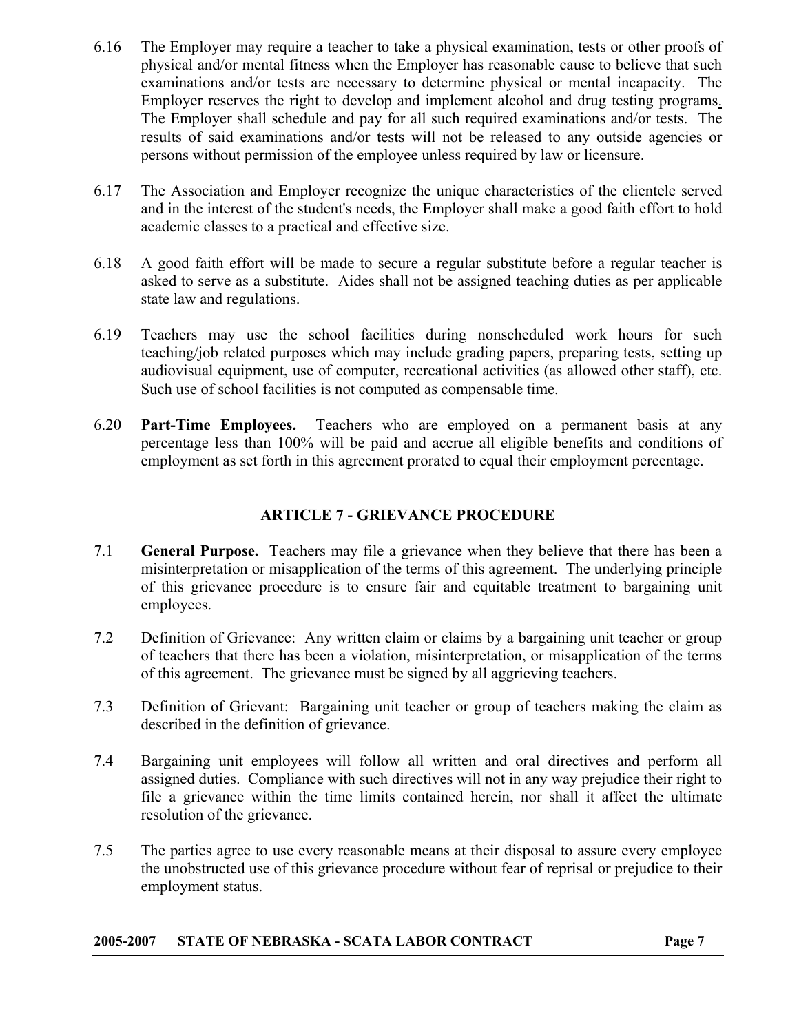6.16 The Employer may require a teacher to take a physical examination, tests or other proofs of physical and/or mental fitness when the Employer has reasonable cause to believe that such examinations and/or tests are necessary to determine physical or mental incapacity. The Employer reserves the right to develop and implement alcohol and drug testing programs. The Employer shall schedule and pay for all such required examinations and/or tests. The results of said examinations and/or tests will not be released to any outside agencies or persons without permission of the employee unless required by law or licensure.

6.17 The Association and Employer recognize the unique characteristics of the clientele served and in the interest of the student's needs, the Employer shall make a good faith effort to hold academic classes to a practical and effective size.

6.18 A good faith effort will be made to secure a regular substitute before a regular teacher is asked to serve as a substitute. Aides shall not be assigned teaching duties as per applicable state law and regulations.

6.19 Teachers may use the school facilities during nonscheduled work hours for such teaching/job related purposes which may include grading papers, preparing tests, setting up audiovisual equipment, use of computer, recreational activities (as allowed other staff), etc. Such use of school facilities is not computed as compensable time.

6.20 **Part-Time Employees.** Teachers who are employed on a permanent basis at any percentage less than 100% will be paid and accrue all eligible benefits and conditions of employment as set forth in this agreement prorated to equal their employment percentage.

## ARTICLE 7 - GRIEVANCE PROCEDURE

7.1 **General Purpose.** Teachers may file a grievance when they believe that there has been a misinterpretation or misapplication of the terms of this agreement. The underlying principle of this grievance procedure is to ensure fair and equitable treatment to bargaining unit employees.

7.2 Definition of Grievance: Any written claim or claims by a bargaining unit teacher or group of teachers that there has been a violation, misinterpretation, or misapplication of the terms of this agreement. The grievance must be signed by all aggrieving teachers.

7.3 Definition of Grievant: Bargaining unit teacher or group of teachers making the claim as described in the definition of grievance.

7.4 Bargaining unit employees will follow all written and oral directives and perform all assigned duties. Compliance with such directives will not in any way prejudice their right to file a grievance within the time limits contained herein, nor shall it affect the ultimate resolution of the grievance.

7.5 The parties agree to use every reasonable means at their disposal to assure every employee the unobstructed use of this grievance procedure without fear of reprisal or prejudice to their employment status.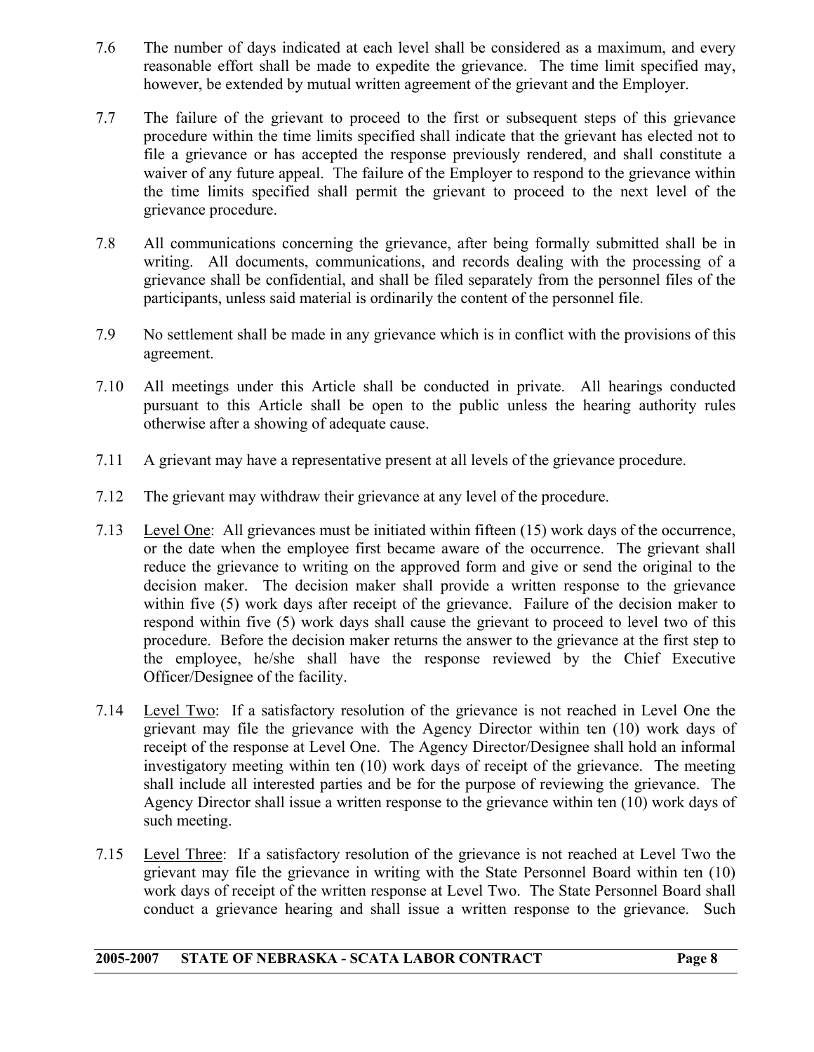7.6 The number of days indicated at each level shall be considered as a maximum, and every reasonable effort shall be made to expedite the grievance. The time limit specified may, however, be extended by mutual written agreement of the grievant and the Employer.

7.7 The failure of the grievant to proceed to the first or subsequent steps of this grievance procedure within the time limits specified shall indicate that the grievant has elected not to file a grievance or has accepted the response previously rendered, and shall constitute a waiver of any future appeal. The failure of the Employer to respond to the grievance within the time limits specified shall permit the grievant to proceed to the next level of the grievance procedure.

7.8 All communications concerning the grievance, after being formally submitted shall be in writing. All documents, communications, and records dealing with the processing of a grievance shall be confidential, and shall be filed separately from the personnel files of the participants, unless said material is ordinarily the content of the personnel file.

7.9 No settlement shall be made in any grievance which is in conflict with the provisions of this agreement.

7.10 All meetings under this Article shall be conducted in private. All hearings conducted pursuant to this Article shall be open to the public unless the hearing authority rules otherwise after a showing of adequate cause.

7.11 A grievant may have a representative present at all levels of the grievance procedure.

7.12 The grievant may withdraw their grievance at any level of the procedure.

7.13 <u>Level One</u>: All grievances must be initiated within fifteen (15) work days of the occurrence, or the date when the employee first became aware of the occurrence. The grievant shall reduce the grievance to writing on the approved form and give or send the original to the decision maker. The decision maker shall provide a written response to the grievance within five (5) work days after receipt of the grievance. Failure of the decision maker to respond within five (5) work days shall cause the grievant to proceed to level two of this procedure. Before the decision maker returns the answer to the grievance at the first step to the employee, he/she shall have the response reviewed by the Chief Executive Officer/Designee of the facility.

7.14 <u>Level Two</u>: If a satisfactory resolution of the grievance is not reached in Level One the grievant may file the grievance with the Agency Director within ten (10) work days of receipt of the response at Level One. The Agency Director/Designee shall hold an informal investigatory meeting within ten (10) work days of receipt of the grievance. The meeting shall include all interested parties and be for the purpose of reviewing the grievance. The Agency Director shall issue a written response to the grievance within ten (10) work days of such meeting.

7.15 <u>Level Three</u>: If a satisfactory resolution of the grievance is not reached at Level Two the grievant may file the grievance in writing with the State Personnel Board within ten (10) work days of receipt of the written response at Level Two. The State Personnel Board shall conduct a grievance hearing and shall issue a written response to the grievance. Such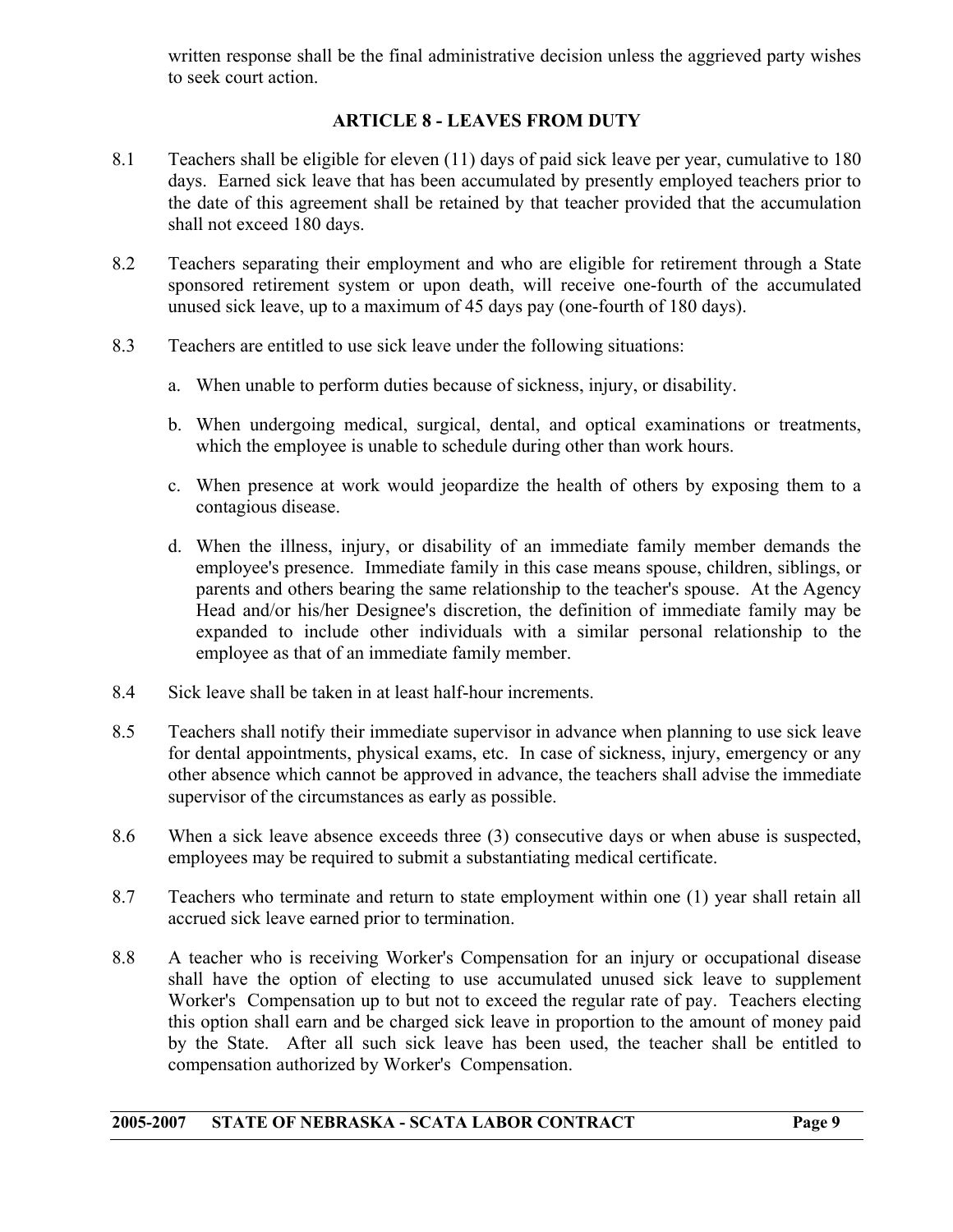written response shall be the final administrative decision unless the aggrieved party wishes to seek court action.

## ARTICLE 8 - LEAVES FROM DUTY

8.1 Teachers shall be eligible for eleven (11) days of paid sick leave per year, cumulative to 180 days. Earned sick leave that has been accumulated by presently employed teachers prior to the date of this agreement shall be retained by that teacher provided that the accumulation shall not exceed 180 days.

8.2 Teachers separating their employment and who are eligible for retirement through a State sponsored retirement system or upon death, will receive one-fourth of the accumulated unused sick leave, up to a maximum of 45 days pay (one-fourth of 180 days).

8.3 Teachers are entitled to use sick leave under the following situations:

a. When unable to perform duties because of sickness, injury, or disability.

b. When undergoing medical, surgical, dental, and optical examinations or treatments, which the employee is unable to schedule during other than work hours.

c. When presence at work would jeopardize the health of others by exposing them to a contagious disease.

d. When the illness, injury, or disability of an immediate family member demands the employee's presence. Immediate family in this case means spouse, children, siblings, or parents and others bearing the same relationship to the teacher's spouse. At the Agency Head and/or his/her Designee's discretion, the definition of immediate family may be expanded to include other individuals with a similar personal relationship to the employee as that of an immediate family member.

8.4 Sick leave shall be taken in at least half-hour increments.

8.5 Teachers shall notify their immediate supervisor in advance when planning to use sick leave for dental appointments, physical exams, etc. In case of sickness, injury, emergency or any other absence which cannot be approved in advance, the teachers shall advise the immediate supervisor of the circumstances as early as possible.

8.6 When a sick leave absence exceeds three (3) consecutive days or when abuse is suspected, employees may be required to submit a substantiating medical certificate.

8.7 Teachers who terminate and return to state employment within one (1) year shall retain all accrued sick leave earned prior to termination.

8.8 A teacher who is receiving Worker's Compensation for an injury or occupational disease shall have the option of electing to use accumulated unused sick leave to supplement Worker's Compensation up to but not to exceed the regular rate of pay. Teachers electing this option shall earn and be charged sick leave in proportion to the amount of money paid by the State. After all such sick leave has been used, the teacher shall be entitled to compensation authorized by Worker's Compensation.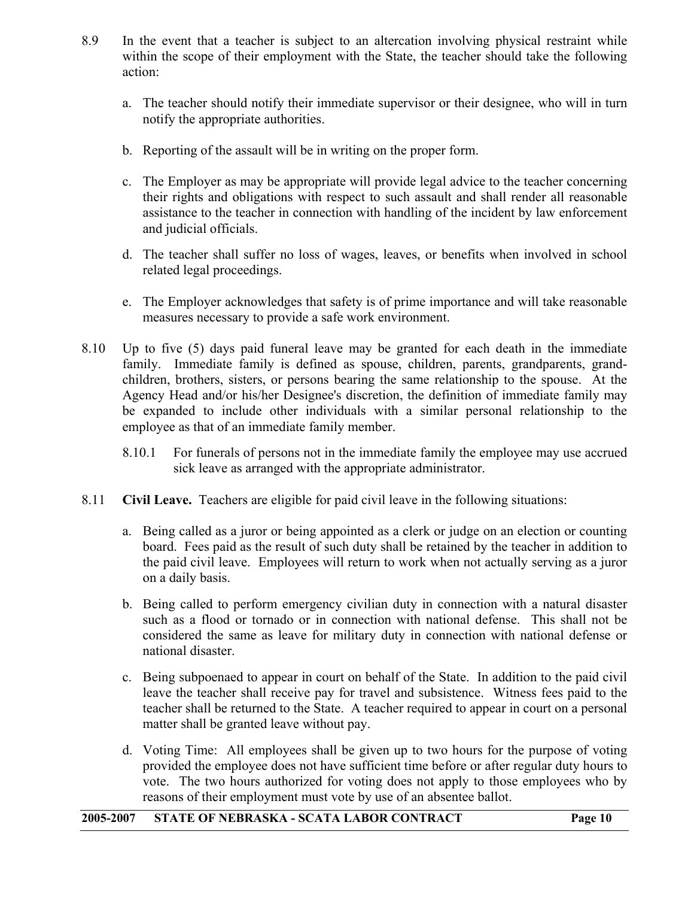8.9 In the event that a teacher is subject to an altercation involving physical restraint while within the scope of their employment with the State, the teacher should take the following action:

a. The teacher should notify their immediate supervisor or their designee, who will in turn notify the appropriate authorities.

b. Reporting of the assault will be in writing on the proper form.

c. The Employer as may be appropriate will provide legal advice to the teacher concerning their rights and obligations with respect to such assault and shall render all reasonable assistance to the teacher in connection with handling of the incident by law enforcement and judicial officials.

d. The teacher shall suffer no loss of wages, leaves, or benefits when involved in school related legal proceedings.

e. The Employer acknowledges that safety is of prime importance and will take reasonable measures necessary to provide a safe work environment.

8.10 Up to five (5) days paid funeral leave may be granted for each death in the immediate family. Immediate family is defined as spouse, children, parents, grandparents, grand-children, brothers, sisters, or persons bearing the same relationship to the spouse. At the Agency Head and/or his/her Designee's discretion, the definition of immediate family may be expanded to include other individuals with a similar personal relationship to the employee as that of an immediate family member.

8.10.1 For funerals of persons not in the immediate family the employee may use accrued sick leave as arranged with the appropriate administrator.

8.11 **Civil Leave.** Teachers are eligible for paid civil leave in the following situations:

a. Being called as a juror or being appointed as a clerk or judge on an election or counting board. Fees paid as the result of such duty shall be retained by the teacher in addition to the paid civil leave. Employees will return to work when not actually serving as a juror on a daily basis.

b. Being called to perform emergency civilian duty in connection with a natural disaster such as a flood or tornado or in connection with national defense. This shall not be considered the same as leave for military duty in connection with national defense or national disaster.

c. Being subpoenaed to appear in court on behalf of the State. In addition to the paid civil leave the teacher shall receive pay for travel and subsistence. Witness fees paid to the teacher shall be returned to the State. A teacher required to appear in court on a personal matter shall be granted leave without pay.

d. Voting Time: All employees shall be given up to two hours for the purpose of voting provided the employee does not have sufficient time before or after regular duty hours to vote. The two hours authorized for voting does not apply to those employees who by reasons of their employment must vote by use of an absentee ballot.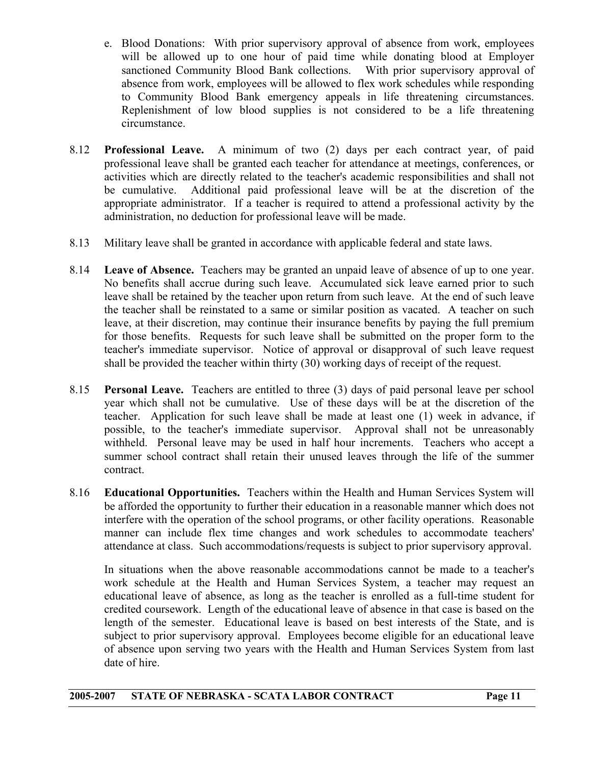e. Blood Donations: With prior supervisory approval of absence from work, employees will be allowed up to one hour of paid time while donating blood at Employer sanctioned Community Blood Bank collections. With prior supervisory approval of absence from work, employees will be allowed to flex work schedules while responding to Community Blood Bank emergency appeals in life threatening circumstances. Replenishment of low blood supplies is not considered to be a life threatening circumstance.

8.12 **Professional Leave.** A minimum of two (2) days per each contract year, of paid professional leave shall be granted each teacher for attendance at meetings, conferences, or activities which are directly related to the teacher's academic responsibilities and shall not be cumulative. Additional paid professional leave will be at the discretion of the appropriate administrator. If a teacher is required to attend a professional activity by the administration, no deduction for professional leave will be made.

8.13 Military leave shall be granted in accordance with applicable federal and state laws.

8.14 **Leave of Absence.** Teachers may be granted an unpaid leave of absence of up to one year. No benefits shall accrue during such leave. Accumulated sick leave earned prior to such leave shall be retained by the teacher upon return from such leave. At the end of such leave the teacher shall be reinstated to a same or similar position as vacated. A teacher on such leave, at their discretion, may continue their insurance benefits by paying the full premium for those benefits. Requests for such leave shall be submitted on the proper form to the teacher's immediate supervisor. Notice of approval or disapproval of such leave request shall be provided the teacher within thirty (30) working days of receipt of the request.

8.15 **Personal Leave.** Teachers are entitled to three (3) days of paid personal leave per school year which shall not be cumulative. Use of these days will be at the discretion of the teacher. Application for such leave shall be made at least one (1) week in advance, if possible, to the teacher's immediate supervisor. Approval shall not be unreasonably withheld. Personal leave may be used in half hour increments. Teachers who accept a summer school contract shall retain their unused leaves through the life of the summer contract.

8.16 **Educational Opportunities.** Teachers within the Health and Human Services System will be afforded the opportunity to further their education in a reasonable manner which does not interfere with the operation of the school programs, or other facility operations. Reasonable manner can include flex time changes and work schedules to accommodate teachers' attendance at class. Such accommodations/requests is subject to prior supervisory approval.

In situations when the above reasonable accommodations cannot be made to a teacher's work schedule at the Health and Human Services System, a teacher may request an educational leave of absence, as long as the teacher is enrolled as a full-time student for credited coursework. Length of the educational leave of absence in that case is based on the length of the semester. Educational leave is based on best interests of the State, and is subject to prior supervisory approval. Employees become eligible for an educational leave of absence upon serving two years with the Health and Human Services System from last date of hire.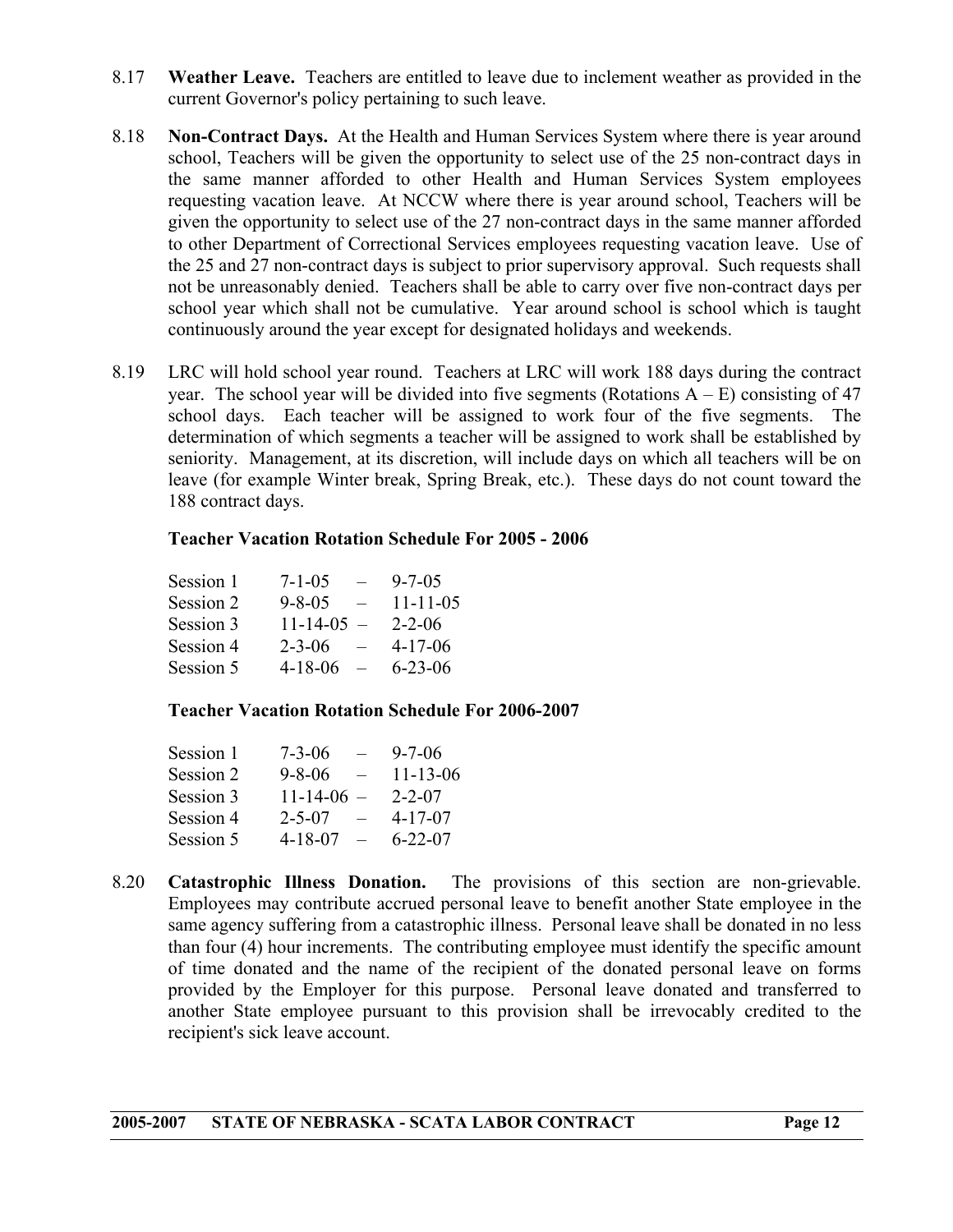8.17 **Weather Leave.** Teachers are entitled to leave due to inclement weather as provided in the current Governor's policy pertaining to such leave.

8.18 **Non-Contract Days.** At the Health and Human Services System where there is year around school, Teachers will be given the opportunity to select use of the 25 non-contract days in the same manner afforded to other Health and Human Services System employees requesting vacation leave. At NCCW where there is year around school, Teachers will be given the opportunity to select use of the 27 non-contract days in the same manner afforded to other Department of Correctional Services employees requesting vacation leave. Use of the 25 and 27 non-contract days is subject to prior supervisory approval. Such requests shall not be unreasonably denied. Teachers shall be able to carry over five non-contract days per school year which shall not be cumulative. Year around school is school which is taught continuously around the year except for designated holidays and weekends.

8.19 LRC will hold school year round. Teachers at LRC will work 188 days during the contract year. The school year will be divided into five segments (Rotations A – E) consisting of 47 school days. Each teacher will be assigned to work four of the five segments. The determination of which segments a teacher will be assigned to work shall be established by seniority. Management, at its discretion, will include days on which all teachers will be on leave (for example Winter break, Spring Break, etc.). These days do not count toward the 188 contract days.

**Teacher Vacation Rotation Schedule For 2005 - 2006**

| | | | |
|---|---|---|---|
| Session 1 | 7-1-05 | – | 9-7-05 |
| Session 2 | 9-8-05 | – | 11-11-05 |
| Session 3 | 11-14-05 | – | 2-2-06 |
| Session 4 | 2-3-06 | – | 4-17-06 |
| Session 5 | 4-18-06 | – | 6-23-06 |

**Teacher Vacation Rotation Schedule For 2006-2007**

| | | | |
|---|---|---|---|
| Session 1 | 7-3-06 | – | 9-7-06 |
| Session 2 | 9-8-06 | – | 11-13-06 |
| Session 3 | 11-14-06 | – | 2-2-07 |
| Session 4 | 2-5-07 | – | 4-17-07 |
| Session 5 | 4-18-07 | – | 6-22-07 |

8.20 **Catastrophic Illness Donation.** The provisions of this section are non-grievable. Employees may contribute accrued personal leave to benefit another State employee in the same agency suffering from a catastrophic illness. Personal leave shall be donated in no less than four (4) hour increments. The contributing employee must identify the specific amount of time donated and the name of the recipient of the donated personal leave on forms provided by the Employer for this purpose. Personal leave donated and transferred to another State employee pursuant to this provision shall be irrevocably credited to the recipient's sick leave account.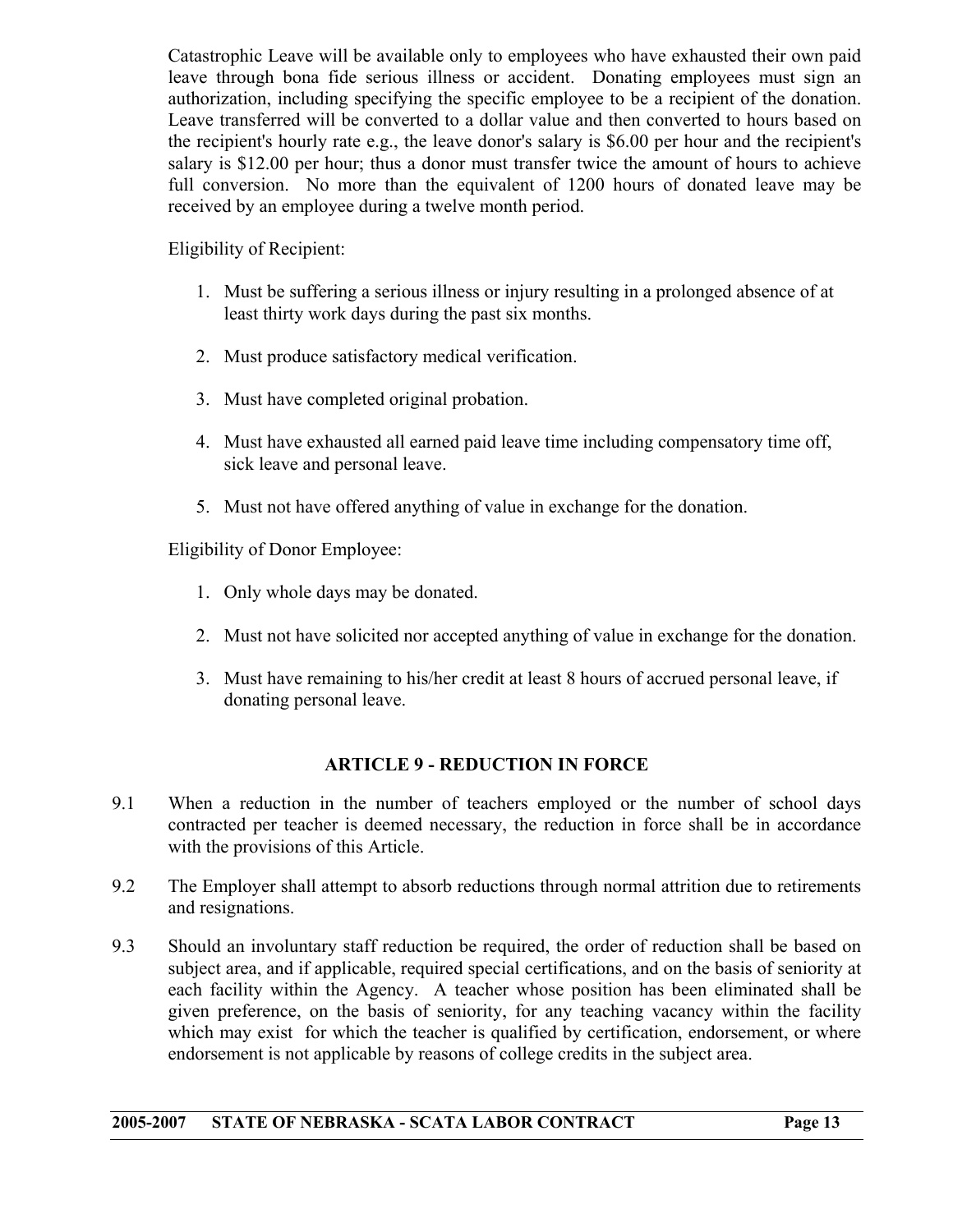Catastrophic Leave will be available only to employees who have exhausted their own paid leave through bona fide serious illness or accident. Donating employees must sign an authorization, including specifying the specific employee to be a recipient of the donation. Leave transferred will be converted to a dollar value and then converted to hours based on the recipient's hourly rate e.g., the leave donor's salary is $6.00 per hour and the recipient's salary is $12.00 per hour; thus a donor must transfer twice the amount of hours to achieve full conversion. No more than the equivalent of 1200 hours of donated leave may be received by an employee during a twelve month period.

Eligibility of Recipient:

1. Must be suffering a serious illness or injury resulting in a prolonged absence of at least thirty work days during the past six months.
2. Must produce satisfactory medical verification.
3. Must have completed original probation.
4. Must have exhausted all earned paid leave time including compensatory time off, sick leave and personal leave.
5. Must not have offered anything of value in exchange for the donation.

Eligibility of Donor Employee:

1. Only whole days may be donated.
2. Must not have solicited nor accepted anything of value in exchange for the donation.
3. Must have remaining to his/her credit at least 8 hours of accrued personal leave, if donating personal leave.

## ARTICLE 9 - REDUCTION IN FORCE

9.1 When a reduction in the number of teachers employed or the number of school days contracted per teacher is deemed necessary, the reduction in force shall be in accordance with the provisions of this Article.

9.2 The Employer shall attempt to absorb reductions through normal attrition due to retirements and resignations.

9.3 Should an involuntary staff reduction be required, the order of reduction shall be based on subject area, and if applicable, required special certifications, and on the basis of seniority at each facility within the Agency. A teacher whose position has been eliminated shall be given preference, on the basis of seniority, for any teaching vacancy within the facility which may exist for which the teacher is qualified by certification, endorsement, or where endorsement is not applicable by reasons of college credits in the subject area.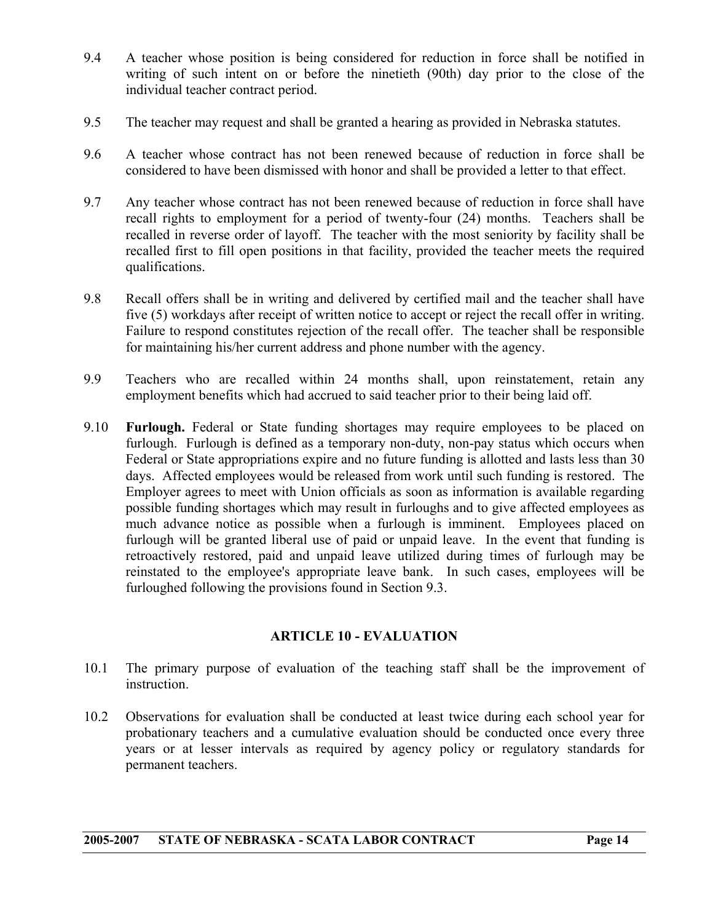9.4 A teacher whose position is being considered for reduction in force shall be notified in writing of such intent on or before the ninetieth (90th) day prior to the close of the individual teacher contract period.

9.5 The teacher may request and shall be granted a hearing as provided in Nebraska statutes.

9.6 A teacher whose contract has not been renewed because of reduction in force shall be considered to have been dismissed with honor and shall be provided a letter to that effect.

9.7 Any teacher whose contract has not been renewed because of reduction in force shall have recall rights to employment for a period of twenty-four (24) months. Teachers shall be recalled in reverse order of layoff. The teacher with the most seniority by facility shall be recalled first to fill open positions in that facility, provided the teacher meets the required qualifications.

9.8 Recall offers shall be in writing and delivered by certified mail and the teacher shall have five (5) workdays after receipt of written notice to accept or reject the recall offer in writing. Failure to respond constitutes rejection of the recall offer. The teacher shall be responsible for maintaining his/her current address and phone number with the agency.

9.9 Teachers who are recalled within 24 months shall, upon reinstatement, retain any employment benefits which had accrued to said teacher prior to their being laid off.

9.10 **Furlough.** Federal or State funding shortages may require employees to be placed on furlough. Furlough is defined as a temporary non-duty, non-pay status which occurs when Federal or State appropriations expire and no future funding is allotted and lasts less than 30 days. Affected employees would be released from work until such funding is restored. The Employer agrees to meet with Union officials as soon as information is available regarding possible funding shortages which may result in furloughs and to give affected employees as much advance notice as possible when a furlough is imminent. Employees placed on furlough will be granted liberal use of paid or unpaid leave. In the event that funding is retroactively restored, paid and unpaid leave utilized during times of furlough may be reinstated to the employee's appropriate leave bank. In such cases, employees will be furloughed following the provisions found in Section 9.3.

## ARTICLE 10 - EVALUATION

10.1 The primary purpose of evaluation of the teaching staff shall be the improvement of instruction.

10.2 Observations for evaluation shall be conducted at least twice during each school year for probationary teachers and a cumulative evaluation should be conducted once every three years or at lesser intervals as required by agency policy or regulatory standards for permanent teachers.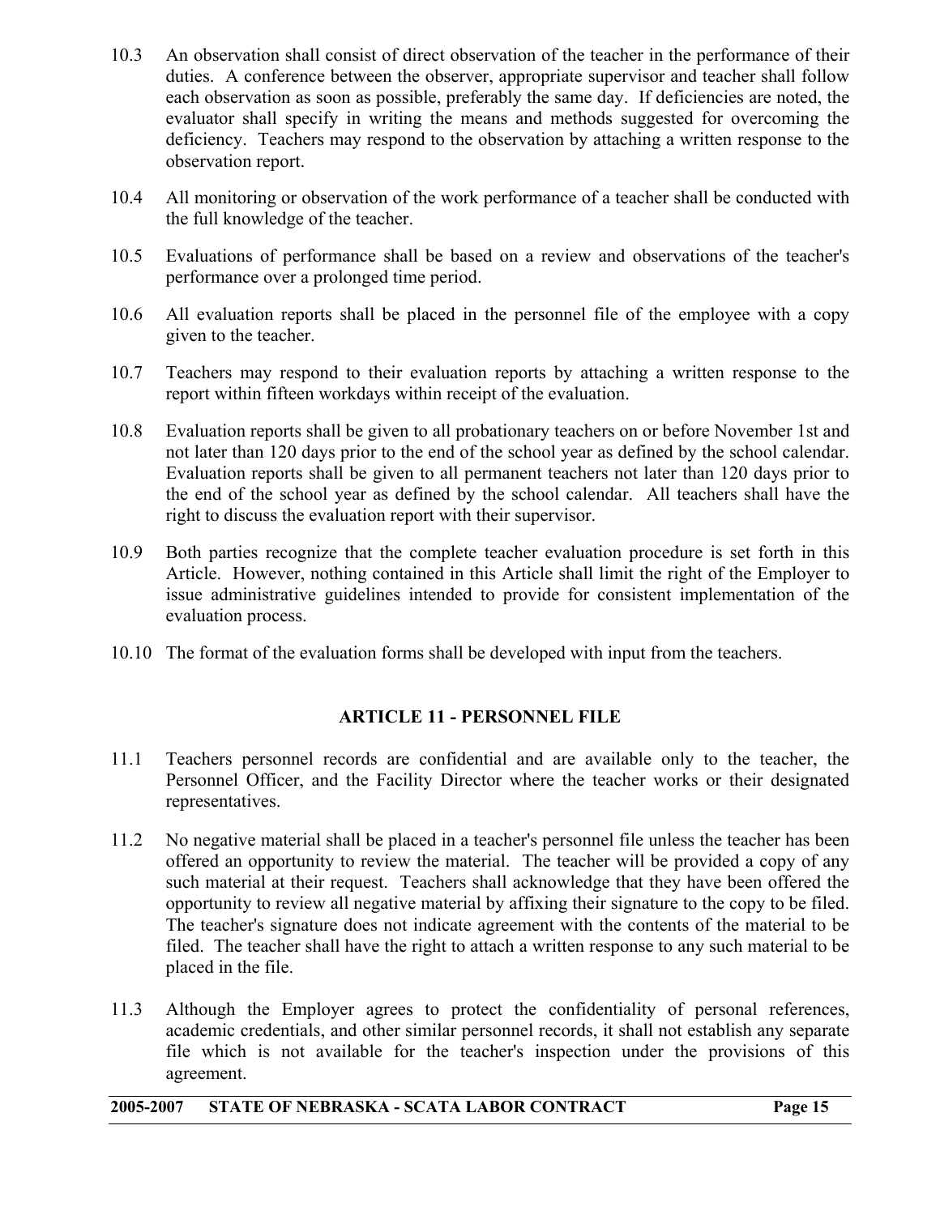10.3 An observation shall consist of direct observation of the teacher in the performance of their duties. A conference between the observer, appropriate supervisor and teacher shall follow each observation as soon as possible, preferably the same day. If deficiencies are noted, the evaluator shall specify in writing the means and methods suggested for overcoming the deficiency. Teachers may respond to the observation by attaching a written response to the observation report.

10.4 All monitoring or observation of the work performance of a teacher shall be conducted with the full knowledge of the teacher.

10.5 Evaluations of performance shall be based on a review and observations of the teacher's performance over a prolonged time period.

10.6 All evaluation reports shall be placed in the personnel file of the employee with a copy given to the teacher.

10.7 Teachers may respond to their evaluation reports by attaching a written response to the report within fifteen workdays within receipt of the evaluation.

10.8 Evaluation reports shall be given to all probationary teachers on or before November 1st and not later than 120 days prior to the end of the school year as defined by the school calendar. Evaluation reports shall be given to all permanent teachers not later than 120 days prior to the end of the school year as defined by the school calendar. All teachers shall have the right to discuss the evaluation report with their supervisor.

10.9 Both parties recognize that the complete teacher evaluation procedure is set forth in this Article. However, nothing contained in this Article shall limit the right of the Employer to issue administrative guidelines intended to provide for consistent implementation of the evaluation process.

10.10 The format of the evaluation forms shall be developed with input from the teachers.

## ARTICLE 11 - PERSONNEL FILE

11.1 Teachers personnel records are confidential and are available only to the teacher, the Personnel Officer, and the Facility Director where the teacher works or their designated representatives.

11.2 No negative material shall be placed in a teacher's personnel file unless the teacher has been offered an opportunity to review the material. The teacher will be provided a copy of any such material at their request. Teachers shall acknowledge that they have been offered the opportunity to review all negative material by affixing their signature to the copy to be filed. The teacher's signature does not indicate agreement with the contents of the material to be filed. The teacher shall have the right to attach a written response to any such material to be placed in the file.

11.3 Although the Employer agrees to protect the confidentiality of personal references, academic credentials, and other similar personnel records, it shall not establish any separate file which is not available for the teacher's inspection under the provisions of this agreement.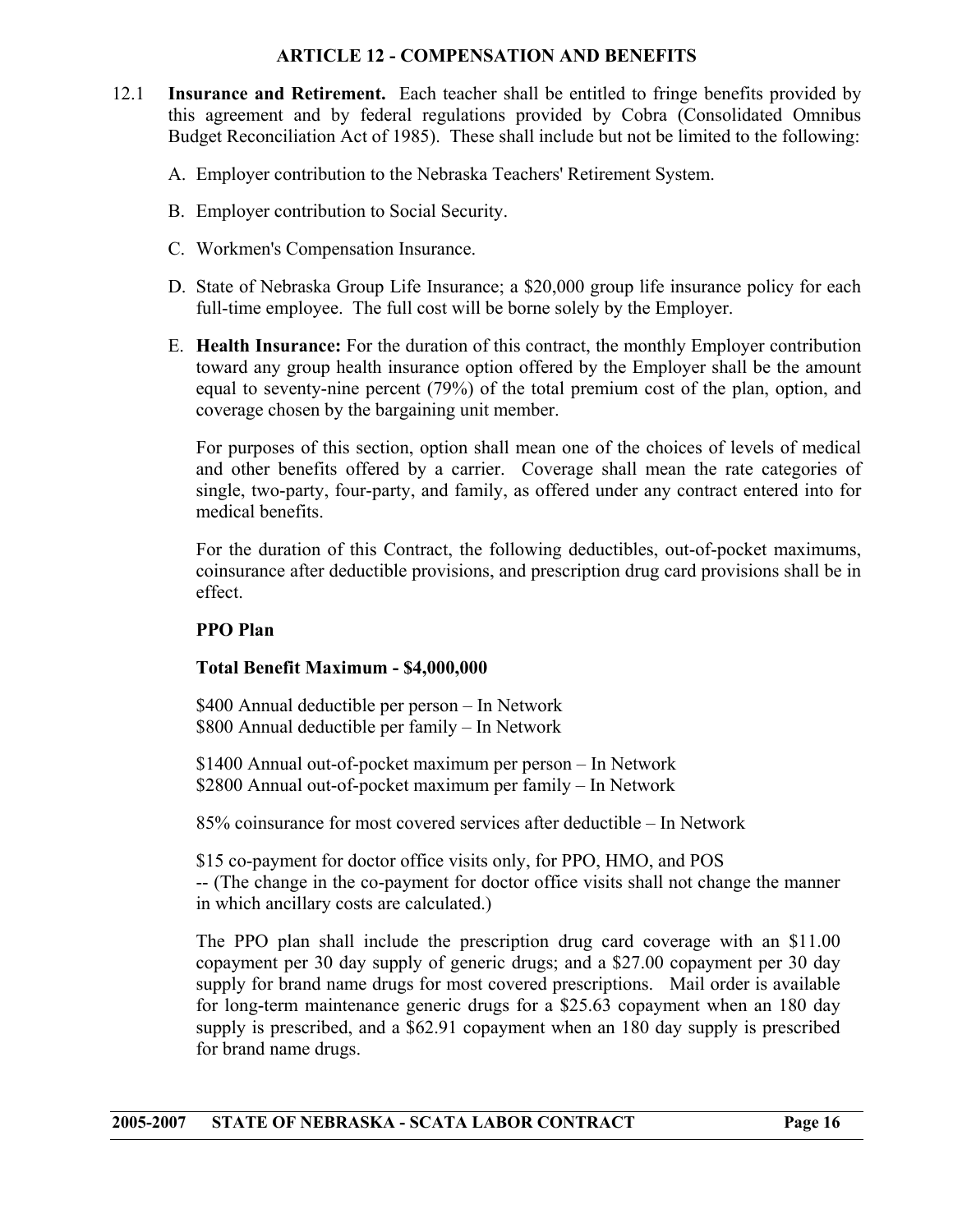## ARTICLE 12 - COMPENSATION AND BENEFITS

12.1 **Insurance and Retirement.** Each teacher shall be entitled to fringe benefits provided by this agreement and by federal regulations provided by Cobra (Consolidated Omnibus Budget Reconciliation Act of 1985). These shall include but not be limited to the following:

A. Employer contribution to the Nebraska Teachers' Retirement System.

B. Employer contribution to Social Security.

C. Workmen's Compensation Insurance.

D. State of Nebraska Group Life Insurance; a $20,000 group life insurance policy for each full-time employee. The full cost will be borne solely by the Employer.

E. **Health Insurance:** For the duration of this contract, the monthly Employer contribution toward any group health insurance option offered by the Employer shall be the amount equal to seventy-nine percent (79%) of the total premium cost of the plan, option, and coverage chosen by the bargaining unit member.

For purposes of this section, option shall mean one of the choices of levels of medical and other benefits offered by a carrier. Coverage shall mean the rate categories of single, two-party, four-party, and family, as offered under any contract entered into for medical benefits.

For the duration of this Contract, the following deductibles, out-of-pocket maximums, coinsurance after deductible provisions, and prescription drug card provisions shall be in effect.

**PPO Plan**

**Total Benefit Maximum - $4,000,000**

$400 Annual deductible per person – In Network
$800 Annual deductible per family – In Network

$1400 Annual out-of-pocket maximum per person – In Network
$2800 Annual out-of-pocket maximum per family – In Network

85% coinsurance for most covered services after deductible – In Network

$15 co-payment for doctor office visits only, for PPO, HMO, and POS
-- (The change in the co-payment for doctor office visits shall not change the manner in which ancillary costs are calculated.)

The PPO plan shall include the prescription drug card coverage with an $11.00 copayment per 30 day supply of generic drugs; and a $27.00 copayment per 30 day supply for brand name drugs for most covered prescriptions. Mail order is available for long-term maintenance generic drugs for a $25.63 copayment when an 180 day supply is prescribed, and a $62.91 copayment when an 180 day supply is prescribed for brand name drugs.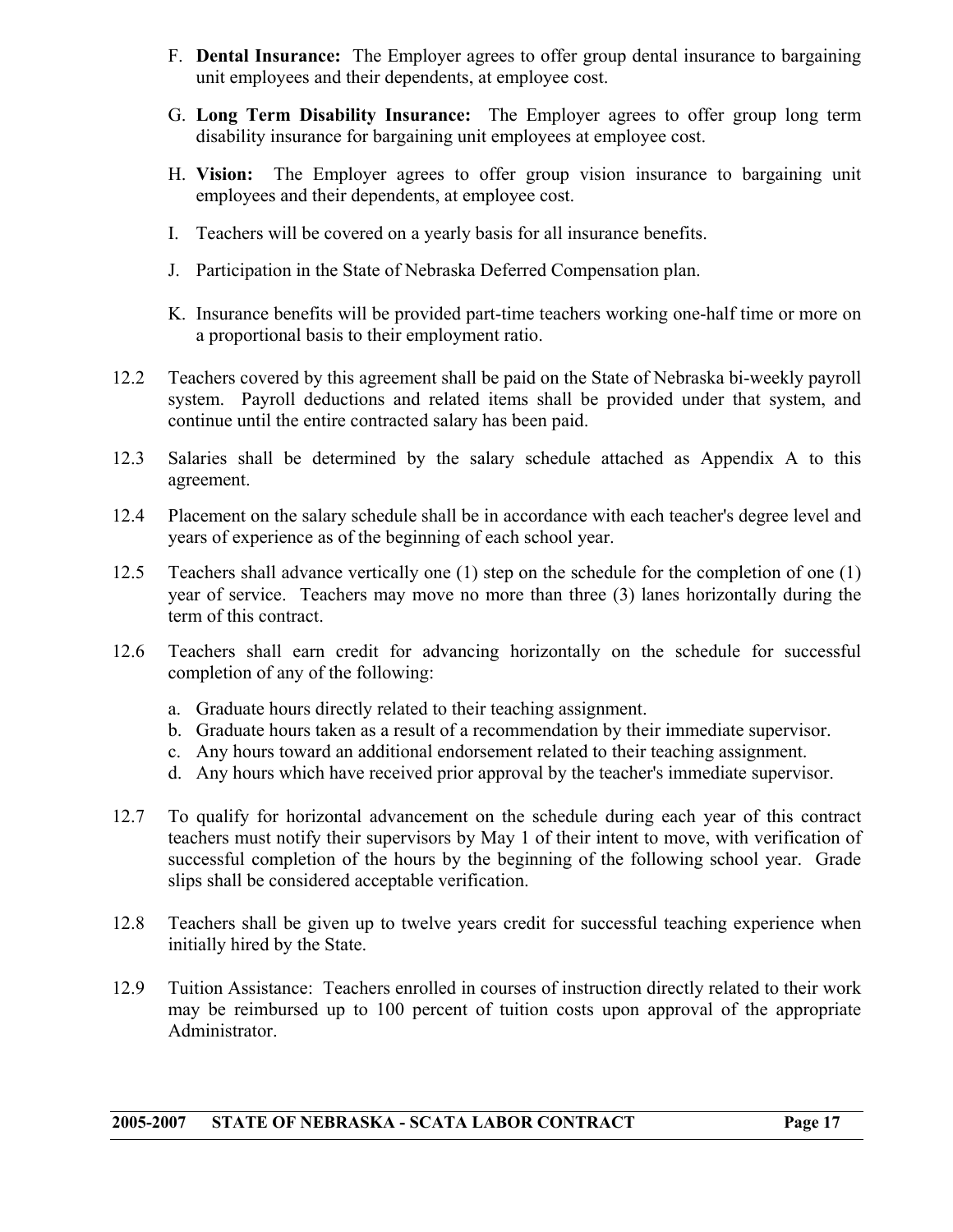F. **Dental Insurance:** The Employer agrees to offer group dental insurance to bargaining unit employees and their dependents, at employee cost.

G. **Long Term Disability Insurance:** The Employer agrees to offer group long term disability insurance for bargaining unit employees at employee cost.

H. **Vision:** The Employer agrees to offer group vision insurance to bargaining unit employees and their dependents, at employee cost.

I. Teachers will be covered on a yearly basis for all insurance benefits.

J. Participation in the State of Nebraska Deferred Compensation plan.

K. Insurance benefits will be provided part-time teachers working one-half time or more on a proportional basis to their employment ratio.

12.2 Teachers covered by this agreement shall be paid on the State of Nebraska bi-weekly payroll system. Payroll deductions and related items shall be provided under that system, and continue until the entire contracted salary has been paid.

12.3 Salaries shall be determined by the salary schedule attached as Appendix A to this agreement.

12.4 Placement on the salary schedule shall be in accordance with each teacher's degree level and years of experience as of the beginning of each school year.

12.5 Teachers shall advance vertically one (1) step on the schedule for the completion of one (1) year of service. Teachers may move no more than three (3) lanes horizontally during the term of this contract.

12.6 Teachers shall earn credit for advancing horizontally on the schedule for successful completion of any of the following:

a. Graduate hours directly related to their teaching assignment.
b. Graduate hours taken as a result of a recommendation by their immediate supervisor.
c. Any hours toward an additional endorsement related to their teaching assignment.
d. Any hours which have received prior approval by the teacher's immediate supervisor.

12.7 To qualify for horizontal advancement on the schedule during each year of this contract teachers must notify their supervisors by May 1 of their intent to move, with verification of successful completion of the hours by the beginning of the following school year. Grade slips shall be considered acceptable verification.

12.8 Teachers shall be given up to twelve years credit for successful teaching experience when initially hired by the State.

12.9 Tuition Assistance: Teachers enrolled in courses of instruction directly related to their work may be reimbursed up to 100 percent of tuition costs upon approval of the appropriate Administrator.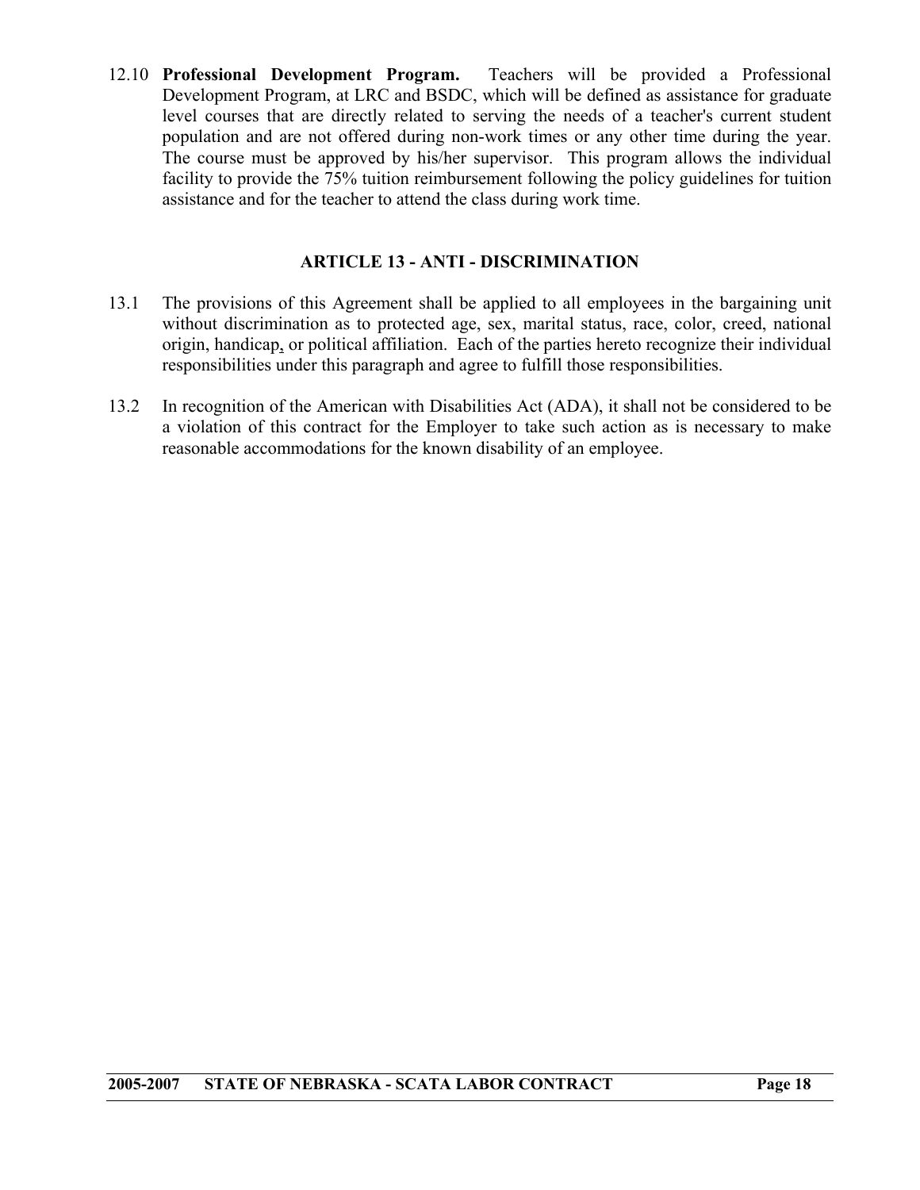12.10 **Professional Development Program.** Teachers will be provided a Professional Development Program, at LRC and BSDC, which will be defined as assistance for graduate level courses that are directly related to serving the needs of a teacher's current student population and are not offered during non-work times or any other time during the year. The course must be approved by his/her supervisor. This program allows the individual facility to provide the 75% tuition reimbursement following the policy guidelines for tuition assistance and for the teacher to attend the class during work time.

## ARTICLE 13 - ANTI - DISCRIMINATION

13.1 The provisions of this Agreement shall be applied to all employees in the bargaining unit without discrimination as to protected age, sex, marital status, race, color, creed, national origin, handicap, or political affiliation. Each of the parties hereto recognize their individual responsibilities under this paragraph and agree to fulfill those responsibilities.

13.2 In recognition of the American with Disabilities Act (ADA), it shall not be considered to be a violation of this contract for the Employer to take such action as is necessary to make reasonable accommodations for the known disability of an employee.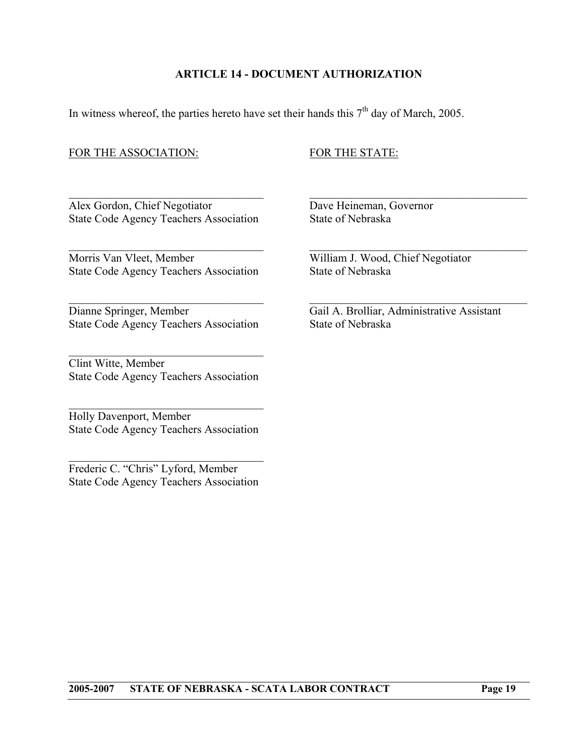## ARTICLE 14 - DOCUMENT AUTHORIZATION

In witness whereof, the parties hereto have set their hands this 7th day of March, 2005.

FOR THE ASSOCIATION:

\_\_\_\_\_\_\_\_\_\_\_\_\_\_\_\_\_\_\_\_\_\_\_\_\_\_\_\_\_\_\_\_
Alex Gordon, Chief Negotiator
State Code Agency Teachers Association

\_\_\_\_\_\_\_\_\_\_\_\_\_\_\_\_\_\_\_\_\_\_\_\_\_\_\_\_\_\_\_\_
Morris Van Vleet, Member
State Code Agency Teachers Association

\_\_\_\_\_\_\_\_\_\_\_\_\_\_\_\_\_\_\_\_\_\_\_\_\_\_\_\_\_\_\_\_
Dianne Springer, Member
State Code Agency Teachers Association

\_\_\_\_\_\_\_\_\_\_\_\_\_\_\_\_\_\_\_\_\_\_\_\_\_\_\_\_\_\_\_\_
Clint Witte, Member
State Code Agency Teachers Association

\_\_\_\_\_\_\_\_\_\_\_\_\_\_\_\_\_\_\_\_\_\_\_\_\_\_\_\_\_\_\_\_
Holly Davenport, Member
State Code Agency Teachers Association

\_\_\_\_\_\_\_\_\_\_\_\_\_\_\_\_\_\_\_\_\_\_\_\_\_\_\_\_\_\_\_\_
Frederic C. "Chris" Lyford, Member
State Code Agency Teachers Association

FOR THE STATE:

\_\_\_\_\_\_\_\_\_\_\_\_\_\_\_\_\_\_\_\_\_\_\_\_\_\_\_\_\_\_\_\_
Dave Heineman, Governor
State of Nebraska

\_\_\_\_\_\_\_\_\_\_\_\_\_\_\_\_\_\_\_\_\_\_\_\_\_\_\_\_\_\_\_\_
William J. Wood, Chief Negotiator
State of Nebraska

\_\_\_\_\_\_\_\_\_\_\_\_\_\_\_\_\_\_\_\_\_\_\_\_\_\_\_\_\_\_\_\_
Gail A. Brolliar, Administrative Assistant
State of Nebraska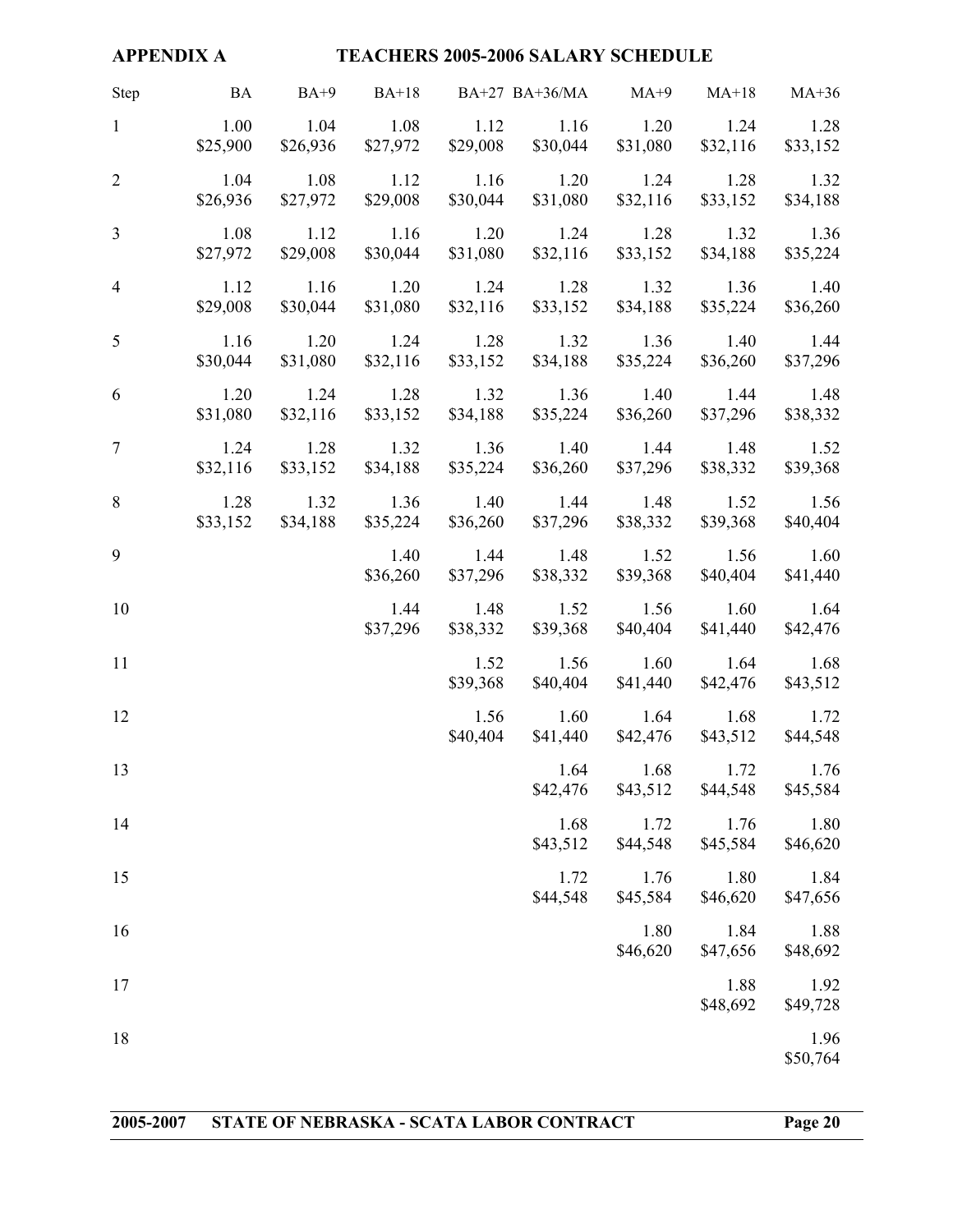**APPENDIX A** **TEACHERS 2005-2006 SALARY SCHEDULE**

| Step | BA | BA+9 | BA+18 | BA+27 | BA+36/MA | MA+9 | MA+18 | MA+36 |
|---|---|---|---|---|---|---|---|---|
| 1 | 1.00<br>$25,900 | 1.04<br>$26,936 | 1.08<br>$27,972 | 1.12<br>$29,008 | 1.16<br>$30,044 | 1.20<br>$31,080 | 1.24<br>$32,116 | 1.28<br>$33,152 |
| 2 | 1.04<br>$26,936 | 1.08<br>$27,972 | 1.12<br>$29,008 | 1.16<br>$30,044 | 1.20<br>$31,080 | 1.24<br>$32,116 | 1.28<br>$33,152 | 1.32<br>$34,188 |
| 3 | 1.08<br>$27,972 | 1.12<br>$29,008 | 1.16<br>$30,044 | 1.20<br>$31,080 | 1.24<br>$32,116 | 1.28<br>$33,152 | 1.32<br>$34,188 | 1.36<br>$35,224 |
| 4 | 1.12<br>$29,008 | 1.16<br>$30,044 | 1.20<br>$31,080 | 1.24<br>$32,116 | 1.28<br>$33,152 | 1.32<br>$34,188 | 1.36<br>$35,224 | 1.40<br>$36,260 |
| 5 | 1.16<br>$30,044 | 1.20<br>$31,080 | 1.24<br>$32,116 | 1.28<br>$33,152 | 1.32<br>$34,188 | 1.36<br>$35,224 | 1.40<br>$36,260 | 1.44<br>$37,296 |
| 6 | 1.20<br>$31,080 | 1.24<br>$32,116 | 1.28<br>$33,152 | 1.32<br>$34,188 | 1.36<br>$35,224 | 1.40<br>$36,260 | 1.44<br>$37,296 | 1.48<br>$38,332 |
| 7 | 1.24<br>$32,116 | 1.28<br>$33,152 | 1.32<br>$34,188 | 1.36<br>$35,224 | 1.40<br>$36,260 | 1.44<br>$37,296 | 1.48<br>$38,332 | 1.52<br>$39,368 |
| 8 | 1.28<br>$33,152 | 1.32<br>$34,188 | 1.36<br>$35,224 | 1.40<br>$36,260 | 1.44<br>$37,296 | 1.48<br>$38,332 | 1.52<br>$39,368 | 1.56<br>$40,404 |
| 9 | | | 1.40<br>$36,260 | 1.44<br>$37,296 | 1.48<br>$38,332 | 1.52<br>$39,368 | 1.56<br>$40,404 | 1.60<br>$41,440 |
| 10 | | | 1.44<br>$37,296 | 1.48<br>$38,332 | 1.52<br>$39,368 | 1.56<br>$40,404 | 1.60<br>$41,440 | 1.64<br>$42,476 |
| 11 | | | | 1.52<br>$39,368 | 1.56<br>$40,404 | 1.60<br>$41,440 | 1.64<br>$42,476 | 1.68<br>$43,512 |
| 12 | | | | 1.56<br>$40,404 | 1.60<br>$41,440 | 1.64<br>$42,476 | 1.68<br>$43,512 | 1.72<br>$44,548 |
| 13 | | | | | 1.64<br>$42,476 | 1.68<br>$43,512 | 1.72<br>$44,548 | 1.76<br>$45,584 |
| 14 | | | | | 1.68<br>$43,512 | 1.72<br>$44,548 | 1.76<br>$45,584 | 1.80<br>$46,620 |
| 15 | | | | | 1.72<br>$44,548 | 1.76<br>$45,584 | 1.80<br>$46,620 | 1.84<br>$47,656 |
| 16 | | | | | | 1.80<br>$46,620 | 1.84<br>$47,656 | 1.88<br>$48,692 |
| 17 | | | | | | | 1.88<br>$48,692 | 1.92<br>$49,728 |
| 18 | | | | | | | | 1.96<br>$50,764 |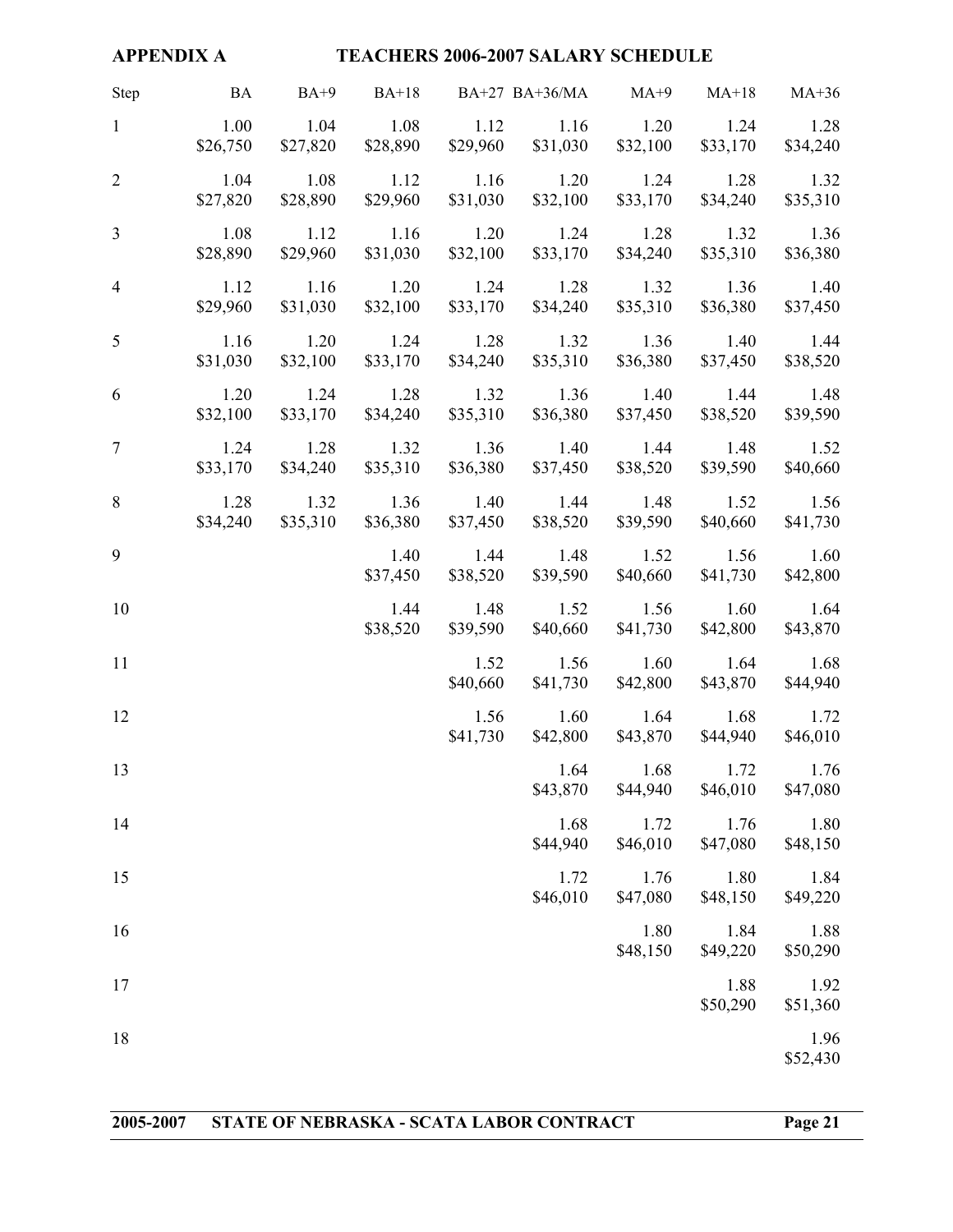**APPENDIX A TEACHERS 2006-2007 SALARY SCHEDULE**

| Step | BA | BA+9 | BA+18 | BA+27 | BA+36/MA | MA+9 | MA+18 | MA+36 |
|---|---|---|---|---|---|---|---|---|
| 1 | 1.00<br>$26,750 | 1.04<br>$27,820 | 1.08<br>$28,890 | 1.12<br>$29,960 | 1.16<br>$31,030 | 1.20<br>$32,100 | 1.24<br>$33,170 | 1.28<br>$34,240 |
| 2 | 1.04<br>$27,820 | 1.08<br>$28,890 | 1.12<br>$29,960 | 1.16<br>$31,030 | 1.20<br>$32,100 | 1.24<br>$33,170 | 1.28<br>$34,240 | 1.32<br>$35,310 |
| 3 | 1.08<br>$28,890 | 1.12<br>$29,960 | 1.16<br>$31,030 | 1.20<br>$32,100 | 1.24<br>$33,170 | 1.28<br>$34,240 | 1.32<br>$35,310 | 1.36<br>$36,380 |
| 4 | 1.12<br>$29,960 | 1.16<br>$31,030 | 1.20<br>$32,100 | 1.24<br>$33,170 | 1.28<br>$34,240 | 1.32<br>$35,310 | 1.36<br>$36,380 | 1.40<br>$37,450 |
| 5 | 1.16<br>$31,030 | 1.20<br>$32,100 | 1.24<br>$33,170 | 1.28<br>$34,240 | 1.32<br>$35,310 | 1.36<br>$36,380 | 1.40<br>$37,450 | 1.44<br>$38,520 |
| 6 | 1.20<br>$32,100 | 1.24<br>$33,170 | 1.28<br>$34,240 | 1.32<br>$35,310 | 1.36<br>$36,380 | 1.40<br>$37,450 | 1.44<br>$38,520 | 1.48<br>$39,590 |
| 7 | 1.24<br>$33,170 | 1.28<br>$34,240 | 1.32<br>$35,310 | 1.36<br>$36,380 | 1.40<br>$37,450 | 1.44<br>$38,520 | 1.48<br>$39,590 | 1.52<br>$40,660 |
| 8 | 1.28<br>$34,240 | 1.32<br>$35,310 | 1.36<br>$36,380 | 1.40<br>$37,450 | 1.44<br>$38,520 | 1.48<br>$39,590 | 1.52<br>$40,660 | 1.56<br>$41,730 |
| 9 | | | 1.40<br>$37,450 | 1.44<br>$38,520 | 1.48<br>$39,590 | 1.52<br>$40,660 | 1.56<br>$41,730 | 1.60<br>$42,800 |
| 10 | | | 1.44<br>$38,520 | 1.48<br>$39,590 | 1.52<br>$40,660 | 1.56<br>$41,730 | 1.60<br>$42,800 | 1.64<br>$43,870 |
| 11 | | | | 1.52<br>$40,660 | 1.56<br>$41,730 | 1.60<br>$42,800 | 1.64<br>$43,870 | 1.68<br>$44,940 |
| 12 | | | | 1.56<br>$41,730 | 1.60<br>$42,800 | 1.64<br>$43,870 | 1.68<br>$44,940 | 1.72<br>$46,010 |
| 13 | | | | | 1.64<br>$43,870 | 1.68<br>$44,940 | 1.72<br>$46,010 | 1.76<br>$47,080 |
| 14 | | | | | 1.68<br>$44,940 | 1.72<br>$46,010 | 1.76<br>$47,080 | 1.80<br>$48,150 |
| 15 | | | | | 1.72<br>$46,010 | 1.76<br>$47,080 | 1.80<br>$48,150 | 1.84<br>$49,220 |
| 16 | | | | | | 1.80<br>$48,150 | 1.84<br>$49,220 | 1.88<br>$50,290 |
| 17 | | | | | | | 1.88<br>$50,290 | 1.92<br>$51,360 |
| 18 | | | | | | | | 1.96<br>$52,430 |